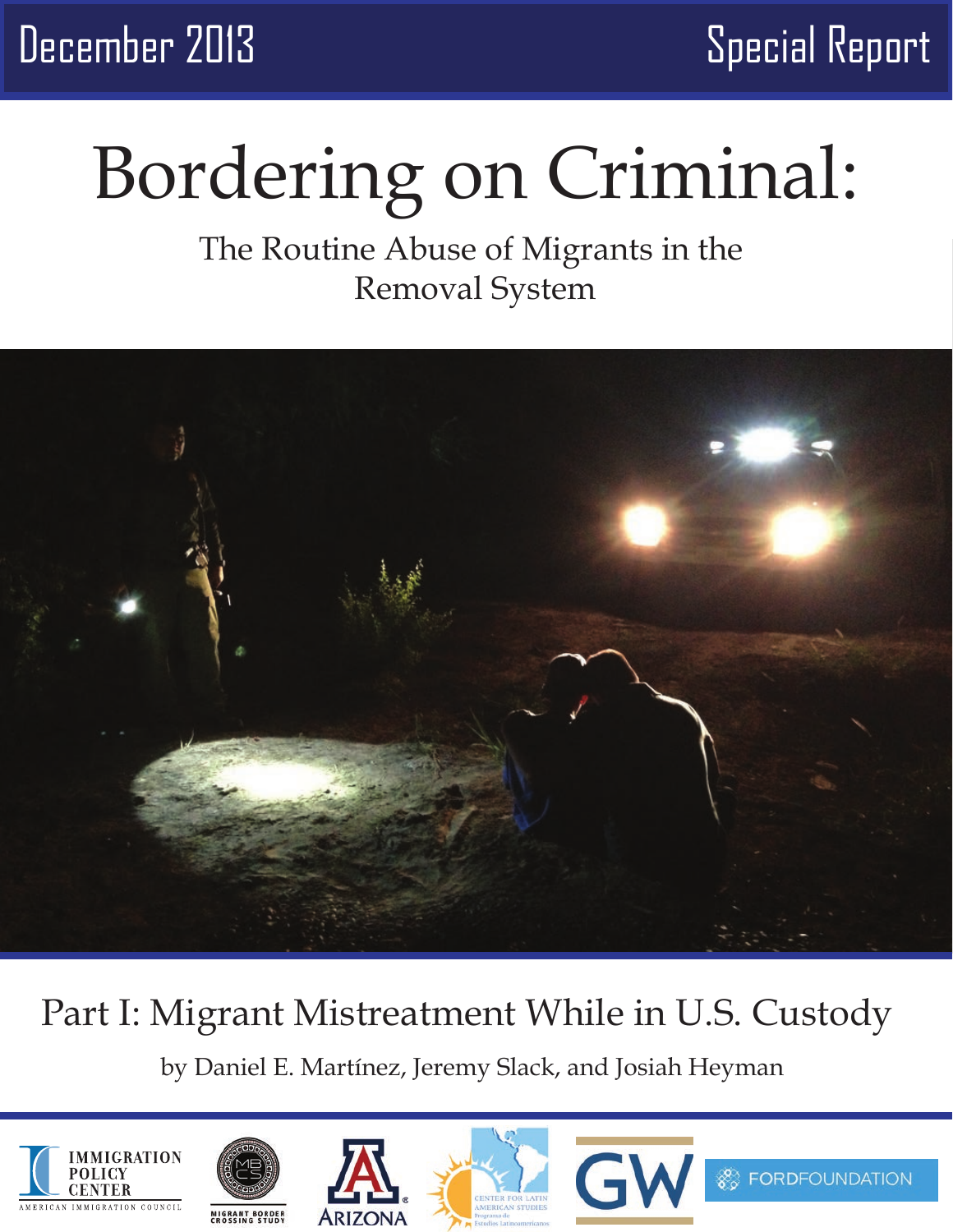December 2013 Special Report

# Bordering on Criminal:

## The Routine Abuse of Migrants in the Removal System

## Part I: Migrant Mistreatment While in U.S. Custody

by Daniel E. Martínez, Jeremy Slack, and Josiah Heyman

IMMIGRATION POLICY CENTER — AMERICAN IMMIGRATION COUNCIL

MIGRANT BORDER CROSSING STUDY

ARIZONA

CENTER FOR LATIN AMERICAN STUDIES — Programa de Estudios Latinoamericanos

GW

FORDFOUNDATION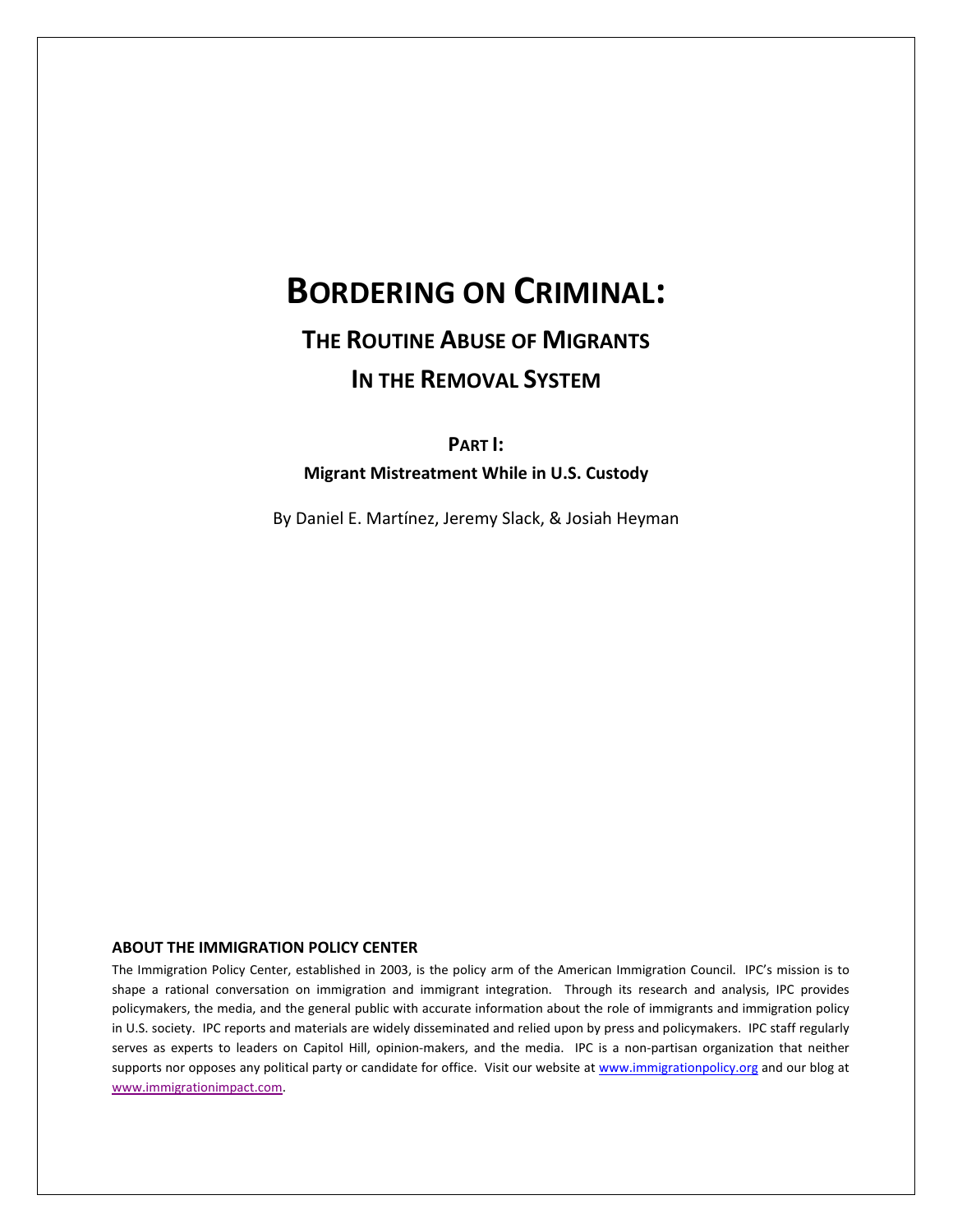# BORDERING ON CRIMINAL:

## THE ROUTINE ABUSE OF MIGRANTS IN THE REMOVAL SYSTEM

### PART I:

**Migrant Mistreatment While in U.S. Custody**

By Daniel E. Martínez, Jeremy Slack, & Josiah Heyman

**ABOUT THE IMMIGRATION POLICY CENTER**

The Immigration Policy Center, established in 2003, is the policy arm of the American Immigration Council. IPC's mission is to shape a rational conversation on immigration and immigrant integration. Through its research and analysis, IPC provides policymakers, the media, and the general public with accurate information about the role of immigrants and immigration policy in U.S. society. IPC reports and materials are widely disseminated and relied upon by press and policymakers. IPC staff regularly serves as experts to leaders on Capitol Hill, opinion-makers, and the media. IPC is a non-partisan organization that neither supports nor opposes any political party or candidate for office. Visit our website at www.immigrationpolicy.org and our blog at www.immigrationimpact.com.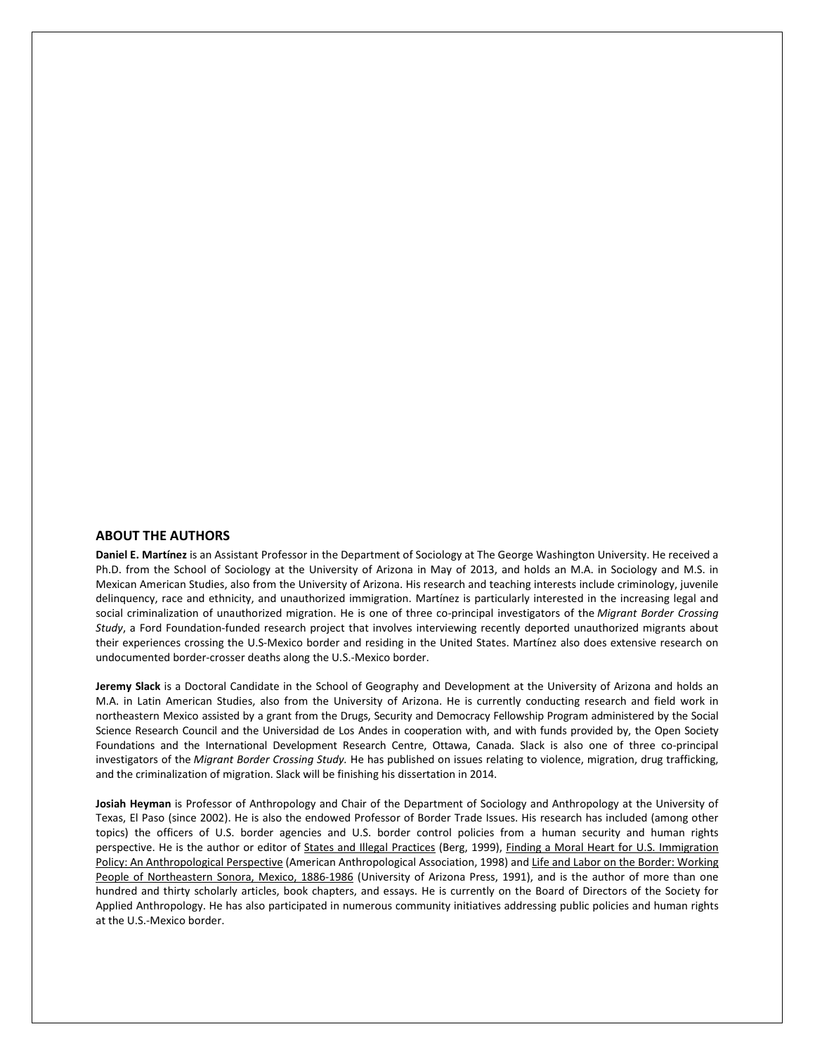## ABOUT THE AUTHORS

**Daniel E. Martínez** is an Assistant Professor in the Department of Sociology at The George Washington University. He received a Ph.D. from the School of Sociology at the University of Arizona in May of 2013, and holds an M.A. in Sociology and M.S. in Mexican American Studies, also from the University of Arizona. His research and teaching interests include criminology, juvenile delinquency, race and ethnicity, and unauthorized immigration. Martínez is particularly interested in the increasing legal and social criminalization of unauthorized migration. He is one of three co-principal investigators of the *Migrant Border Crossing Study*, a Ford Foundation-funded research project that involves interviewing recently deported unauthorized migrants about their experiences crossing the U.S-Mexico border and residing in the United States. Martínez also does extensive research on undocumented border-crosser deaths along the U.S.-Mexico border.

**Jeremy Slack** is a Doctoral Candidate in the School of Geography and Development at the University of Arizona and holds an M.A. in Latin American Studies, also from the University of Arizona. He is currently conducting research and field work in northeastern Mexico assisted by a grant from the Drugs, Security and Democracy Fellowship Program administered by the Social Science Research Council and the Universidad de Los Andes in cooperation with, and with funds provided by, the Open Society Foundations and the International Development Research Centre, Ottawa, Canada. Slack is also one of three co-principal investigators of the *Migrant Border Crossing Study.* He has published on issues relating to violence, migration, drug trafficking, and the criminalization of migration. Slack will be finishing his dissertation in 2014.

**Josiah Heyman** is Professor of Anthropology and Chair of the Department of Sociology and Anthropology at the University of Texas, El Paso (since 2002). He is also the endowed Professor of Border Trade Issues. His research has included (among other topics) the officers of U.S. border agencies and U.S. border control policies from a human security and human rights perspective. He is the author or editor of States and Illegal Practices (Berg, 1999), Finding a Moral Heart for U.S. Immigration Policy: An Anthropological Perspective (American Anthropological Association, 1998) and Life and Labor on the Border: Working People of Northeastern Sonora, Mexico, 1886-1986 (University of Arizona Press, 1991), and is the author of more than one hundred and thirty scholarly articles, book chapters, and essays. He is currently on the Board of Directors of the Society for Applied Anthropology. He has also participated in numerous community initiatives addressing public policies and human rights at the U.S.-Mexico border.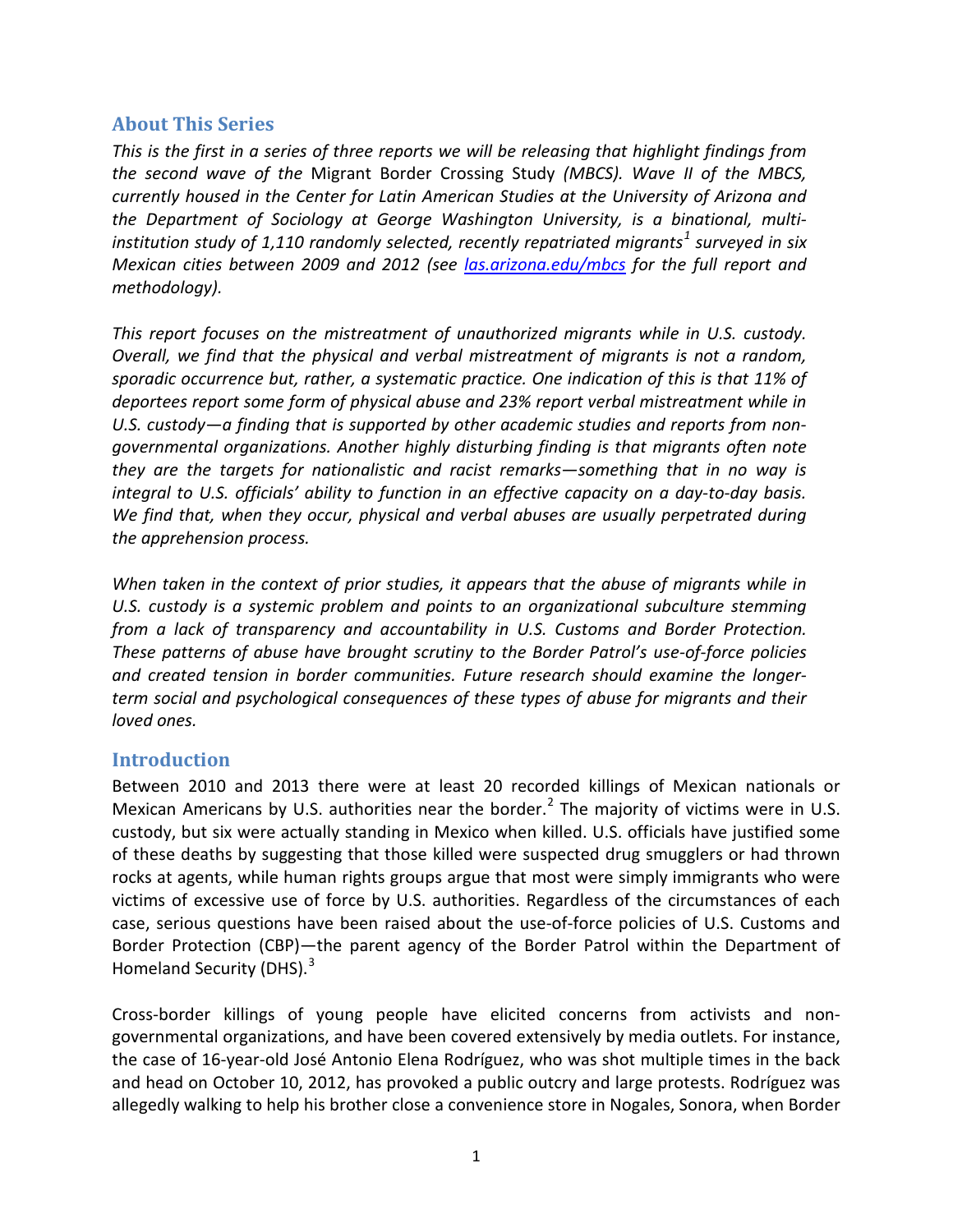## About This Series

*This is the first in a series of three reports we will be releasing that highlight findings from the second wave of the* Migrant Border Crossing Study *(MBCS). Wave II of the MBCS, currently housed in the Center for Latin American Studies at the University of Arizona and the Department of Sociology at George Washington University, is a binational, multi-institution study of 1,110 randomly selected, recently repatriated migrants[1] surveyed in six Mexican cities between 2009 and 2012 (see [las.arizona.edu/mbcs](las.arizona.edu/mbcs) for the full report and methodology).*

*This report focuses on the mistreatment of unauthorized migrants while in U.S. custody. Overall, we find that the physical and verbal mistreatment of migrants is not a random, sporadic occurrence but, rather, a systematic practice. One indication of this is that 11% of deportees report some form of physical abuse and 23% report verbal mistreatment while in U.S. custody—a finding that is supported by other academic studies and reports from non-governmental organizations. Another highly disturbing finding is that migrants often note they are the targets for nationalistic and racist remarks—something that in no way is integral to U.S. officials' ability to function in an effective capacity on a day-to-day basis. We find that, when they occur, physical and verbal abuses are usually perpetrated during the apprehension process.*

*When taken in the context of prior studies, it appears that the abuse of migrants while in U.S. custody is a systemic problem and points to an organizational subculture stemming from a lack of transparency and accountability in U.S. Customs and Border Protection. These patterns of abuse have brought scrutiny to the Border Patrol's use-of-force policies and created tension in border communities. Future research should examine the longer-term social and psychological consequences of these types of abuse for migrants and their loved ones.*

## Introduction

Between 2010 and 2013 there were at least 20 recorded killings of Mexican nationals or Mexican Americans by U.S. authorities near the border.[2] The majority of victims were in U.S. custody, but six were actually standing in Mexico when killed. U.S. officials have justified some of these deaths by suggesting that those killed were suspected drug smugglers or had thrown rocks at agents, while human rights groups argue that most were simply immigrants who were victims of excessive use of force by U.S. authorities. Regardless of the circumstances of each case, serious questions have been raised about the use-of-force policies of U.S. Customs and Border Protection (CBP)—the parent agency of the Border Patrol within the Department of Homeland Security (DHS).[3]

Cross-border killings of young people have elicited concerns from activists and non-governmental organizations, and have been covered extensively by media outlets. For instance, the case of 16-year-old José Antonio Elena Rodríguez, who was shot multiple times in the back and head on October 10, 2012, has provoked a public outcry and large protests. Rodríguez was allegedly walking to help his brother close a convenience store in Nogales, Sonora, when Border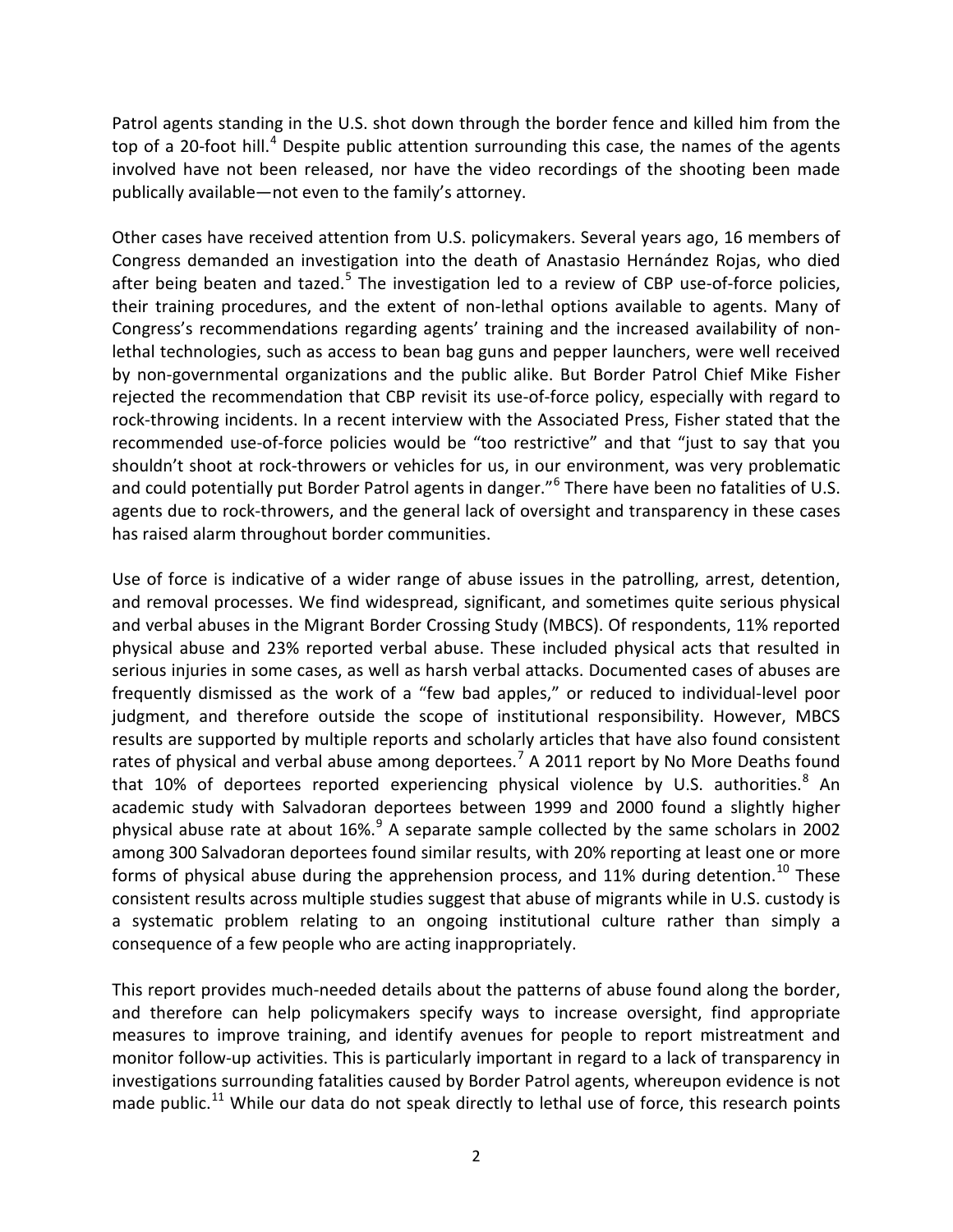Patrol agents standing in the U.S. shot down through the border fence and killed him from the top of a 20-foot hill.[4] Despite public attention surrounding this case, the names of the agents involved have not been released, nor have the video recordings of the shooting been made publically available—not even to the family's attorney.

Other cases have received attention from U.S. policymakers. Several years ago, 16 members of Congress demanded an investigation into the death of Anastasio Hernández Rojas, who died after being beaten and tazed.[5] The investigation led to a review of CBP use-of-force policies, their training procedures, and the extent of non-lethal options available to agents. Many of Congress's recommendations regarding agents' training and the increased availability of non-lethal technologies, such as access to bean bag guns and pepper launchers, were well received by non-governmental organizations and the public alike. But Border Patrol Chief Mike Fisher rejected the recommendation that CBP revisit its use-of-force policy, especially with regard to rock-throwing incidents. In a recent interview with the Associated Press, Fisher stated that the recommended use-of-force policies would be "too restrictive" and that "just to say that you shouldn't shoot at rock-throwers or vehicles for us, in our environment, was very problematic and could potentially put Border Patrol agents in danger."[6] There have been no fatalities of U.S. agents due to rock-throwers, and the general lack of oversight and transparency in these cases has raised alarm throughout border communities.

Use of force is indicative of a wider range of abuse issues in the patrolling, arrest, detention, and removal processes. We find widespread, significant, and sometimes quite serious physical and verbal abuses in the Migrant Border Crossing Study (MBCS). Of respondents, 11% reported physical abuse and 23% reported verbal abuse. These included physical acts that resulted in serious injuries in some cases, as well as harsh verbal attacks. Documented cases of abuses are frequently dismissed as the work of a "few bad apples," or reduced to individual-level poor judgment, and therefore outside the scope of institutional responsibility. However, MBCS results are supported by multiple reports and scholarly articles that have also found consistent rates of physical and verbal abuse among deportees.[7] A 2011 report by No More Deaths found that 10% of deportees reported experiencing physical violence by U.S. authorities.[8] An academic study with Salvadoran deportees between 1999 and 2000 found a slightly higher physical abuse rate at about 16%.[9] A separate sample collected by the same scholars in 2002 among 300 Salvadoran deportees found similar results, with 20% reporting at least one or more forms of physical abuse during the apprehension process, and 11% during detention.[10] These consistent results across multiple studies suggest that abuse of migrants while in U.S. custody is a systematic problem relating to an ongoing institutional culture rather than simply a consequence of a few people who are acting inappropriately.

This report provides much-needed details about the patterns of abuse found along the border, and therefore can help policymakers specify ways to increase oversight, find appropriate measures to improve training, and identify avenues for people to report mistreatment and monitor follow-up activities. This is particularly important in regard to a lack of transparency in investigations surrounding fatalities caused by Border Patrol agents, whereupon evidence is not made public.[11] While our data do not speak directly to lethal use of force, this research points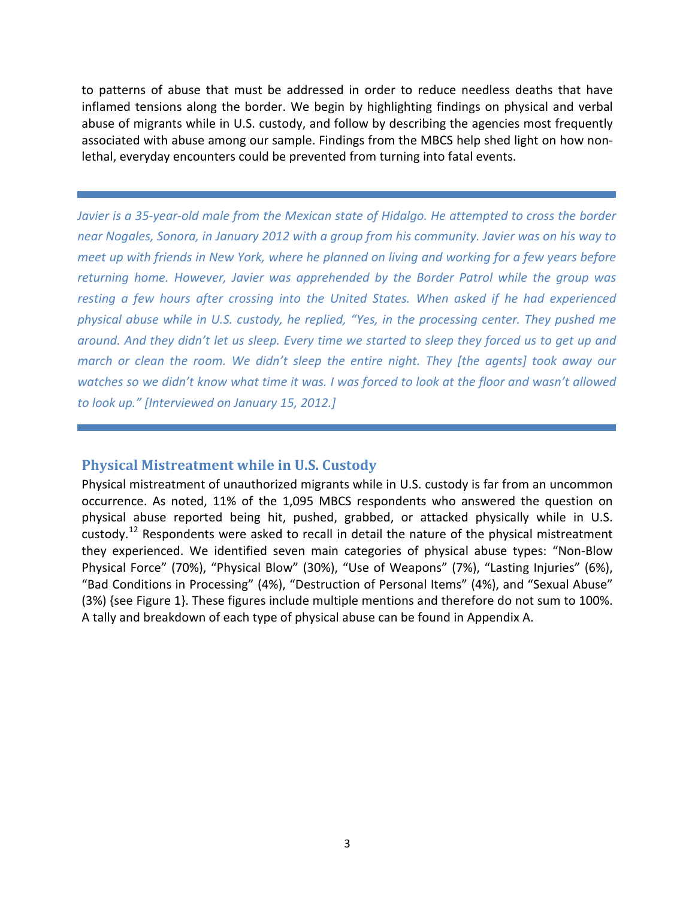to patterns of abuse that must be addressed in order to reduce needless deaths that have inflamed tensions along the border. We begin by highlighting findings on physical and verbal abuse of migrants while in U.S. custody, and follow by describing the agencies most frequently associated with abuse among our sample. Findings from the MBCS help shed light on how non-lethal, everyday encounters could be prevented from turning into fatal events.

---

*Javier is a 35-year-old male from the Mexican state of Hidalgo. He attempted to cross the border near Nogales, Sonora, in January 2012 with a group from his community. Javier was on his way to meet up with friends in New York, where he planned on living and working for a few years before returning home. However, Javier was apprehended by the Border Patrol while the group was resting a few hours after crossing into the United States. When asked if he had experienced physical abuse while in U.S. custody, he replied, "Yes, in the processing center. They pushed me around. And they didn't let us sleep. Every time we started to sleep they forced us to get up and march or clean the room. We didn't sleep the entire night. They [the agents] took away our watches so we didn't know what time it was. I was forced to look at the floor and wasn't allowed to look up." [Interviewed on January 15, 2012.]*

---

## Physical Mistreatment while in U.S. Custody

Physical mistreatment of unauthorized migrants while in U.S. custody is far from an uncommon occurrence. As noted, 11% of the 1,095 MBCS respondents who answered the question on physical abuse reported being hit, pushed, grabbed, or attacked physically while in U.S. custody.[12] Respondents were asked to recall in detail the nature of the physical mistreatment they experienced. We identified seven main categories of physical abuse types: "Non-Blow Physical Force" (70%), "Physical Blow" (30%), "Use of Weapons" (7%), "Lasting Injuries" (6%), "Bad Conditions in Processing" (4%), "Destruction of Personal Items" (4%), and "Sexual Abuse" (3%) {see Figure 1}. These figures include multiple mentions and therefore do not sum to 100%. A tally and breakdown of each type of physical abuse can be found in Appendix A.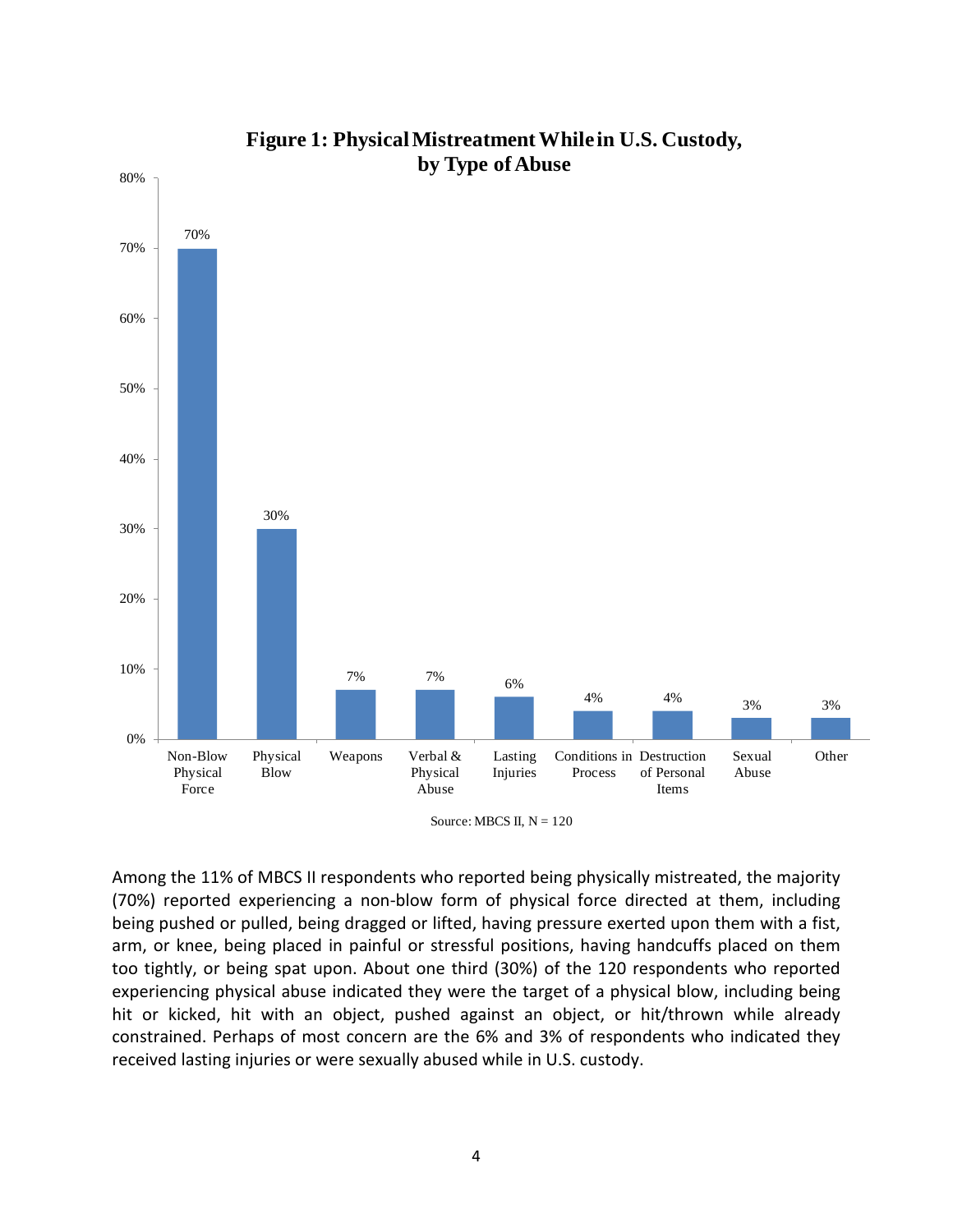**Figure 1: Physical Mistreatment While in U.S. Custody, by Type of Abuse**

| Type of Abuse | Percent |
|---|---|
| Non-Blow Physical Force | 70% |
| Physical Blow | 30% |
| Weapons | 7% |
| Verbal & Physical Abuse | 7% |
| Lasting Injuries | 6% |
| Conditions in Process | 4% |
| Destruction of Personal Items | 4% |
| Sexual Abuse | 3% |
| Other | 3% |

Source: MBCS II, N = 120

Among the 11% of MBCS II respondents who reported being physically mistreated, the majority (70%) reported experiencing a non-blow form of physical force directed at them, including being pushed or pulled, being dragged or lifted, having pressure exerted upon them with a fist, arm, or knee, being placed in painful or stressful positions, having handcuffs placed on them too tightly, or being spat upon. About one third (30%) of the 120 respondents who reported experiencing physical abuse indicated they were the target of a physical blow, including being hit or kicked, hit with an object, pushed against an object, or hit/thrown while already constrained. Perhaps of most concern are the 6% and 3% of respondents who indicated they received lasting injuries or were sexually abused while in U.S. custody.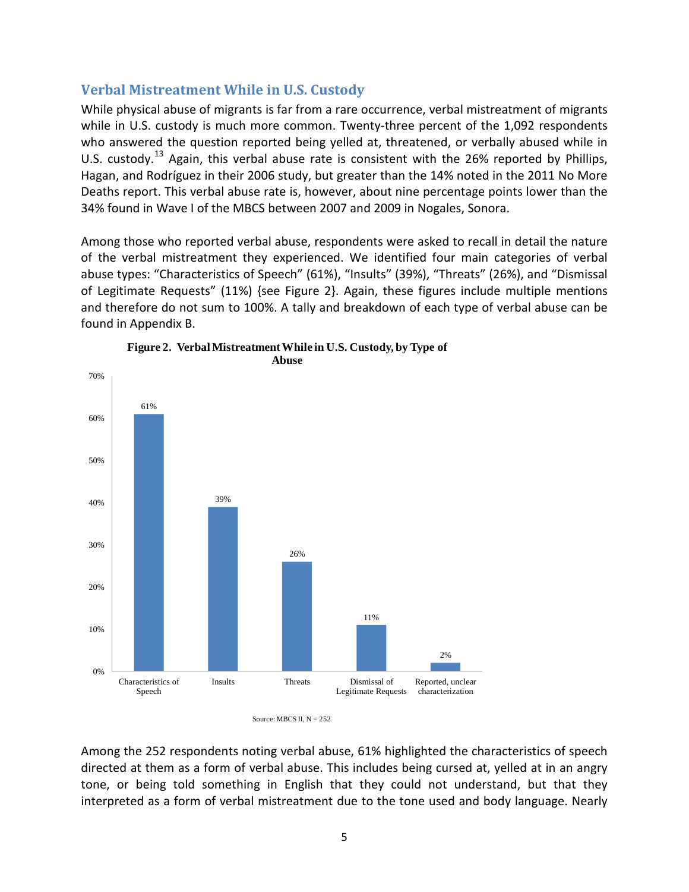## Verbal Mistreatment While in U.S. Custody

While physical abuse of migrants is far from a rare occurrence, verbal mistreatment of migrants while in U.S. custody is much more common. Twenty-three percent of the 1,092 respondents who answered the question reported being yelled at, threatened, or verbally abused while in U.S. custody.[13] Again, this verbal abuse rate is consistent with the 26% reported by Phillips, Hagan, and Rodríguez in their 2006 study, but greater than the 14% noted in the 2011 No More Deaths report. This verbal abuse rate is, however, about nine percentage points lower than the 34% found in Wave I of the MBCS between 2007 and 2009 in Nogales, Sonora.

Among those who reported verbal abuse, respondents were asked to recall in detail the nature of the verbal mistreatment they experienced. We identified four main categories of verbal abuse types: "Characteristics of Speech" (61%), "Insults" (39%), "Threats" (26%), and "Dismissal of Legitimate Requests" (11%) {see Figure 2}. Again, these figures include multiple mentions and therefore do not sum to 100%. A tally and breakdown of each type of verbal abuse can be found in Appendix B.

**Figure 2. Verbal Mistreatment While in U.S. Custody, by Type of Abuse**

| Type of Abuse | Percent |
| --- | --- |
| Characteristics of Speech | 61% |
| Insults | 39% |
| Threats | 26% |
| Dismissal of Legitimate Requests | 11% |
| Reported, unclear characterization | 2% |

Source: MBCS II, N = 252

Among the 252 respondents noting verbal abuse, 61% highlighted the characteristics of speech directed at them as a form of verbal abuse. This includes being cursed at, yelled at in an angry tone, or being told something in English that they could not understand, but that they interpreted as a form of verbal mistreatment due to the tone used and body language. Nearly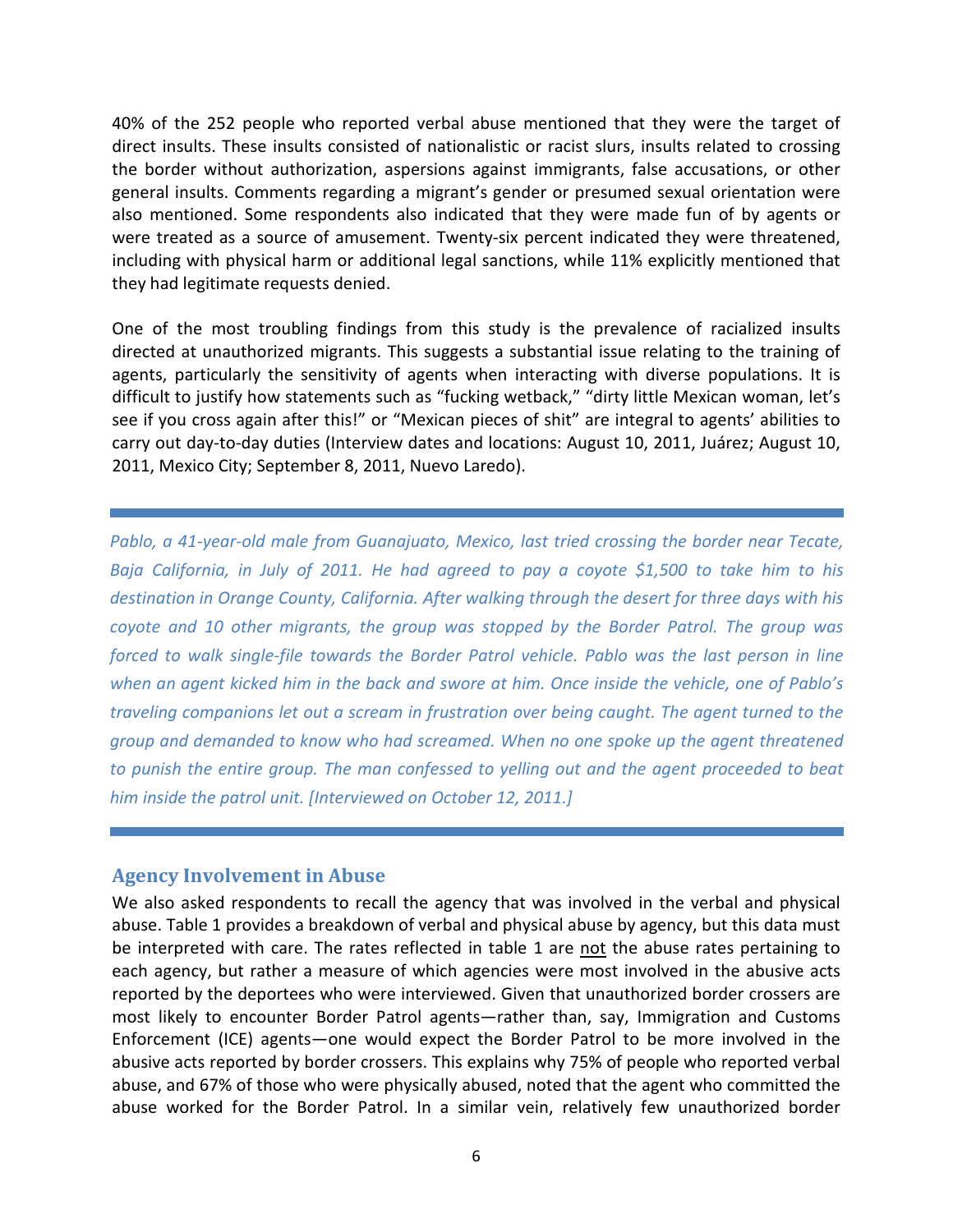40% of the 252 people who reported verbal abuse mentioned that they were the target of direct insults. These insults consisted of nationalistic or racist slurs, insults related to crossing the border without authorization, aspersions against immigrants, false accusations, or other general insults. Comments regarding a migrant's gender or presumed sexual orientation were also mentioned. Some respondents also indicated that they were made fun of by agents or were treated as a source of amusement. Twenty-six percent indicated they were threatened, including with physical harm or additional legal sanctions, while 11% explicitly mentioned that they had legitimate requests denied.

One of the most troubling findings from this study is the prevalence of racialized insults directed at unauthorized migrants. This suggests a substantial issue relating to the training of agents, particularly the sensitivity of agents when interacting with diverse populations. It is difficult to justify how statements such as "fucking wetback," "dirty little Mexican woman, let's see if you cross again after this!" or "Mexican pieces of shit" are integral to agents' abilities to carry out day-to-day duties (Interview dates and locations: August 10, 2011, Juárez; August 10, 2011, Mexico City; September 8, 2011, Nuevo Laredo).

---

*Pablo, a 41-year-old male from Guanajuato, Mexico, last tried crossing the border near Tecate, Baja California, in July of 2011. He had agreed to pay a coyote $1,500 to take him to his destination in Orange County, California. After walking through the desert for three days with his coyote and 10 other migrants, the group was stopped by the Border Patrol. The group was forced to walk single-file towards the Border Patrol vehicle. Pablo was the last person in line when an agent kicked him in the back and swore at him. Once inside the vehicle, one of Pablo's traveling companions let out a scream in frustration over being caught. The agent turned to the group and demanded to know who had screamed. When no one spoke up the agent threatened to punish the entire group. The man confessed to yelling out and the agent proceeded to beat him inside the patrol unit. [Interviewed on October 12, 2011.]*

---

## Agency Involvement in Abuse

We also asked respondents to recall the agency that was involved in the verbal and physical abuse. Table 1 provides a breakdown of verbal and physical abuse by agency, but this data must be interpreted with care. The rates reflected in table 1 are <u>not</u> the abuse rates pertaining to each agency, but rather a measure of which agencies were most involved in the abusive acts reported by the deportees who were interviewed. Given that unauthorized border crossers are most likely to encounter Border Patrol agents—rather than, say, Immigration and Customs Enforcement (ICE) agents—one would expect the Border Patrol to be more involved in the abusive acts reported by border crossers. This explains why 75% of people who reported verbal abuse, and 67% of those who were physically abused, noted that the agent who committed the abuse worked for the Border Patrol. In a similar vein, relatively few unauthorized border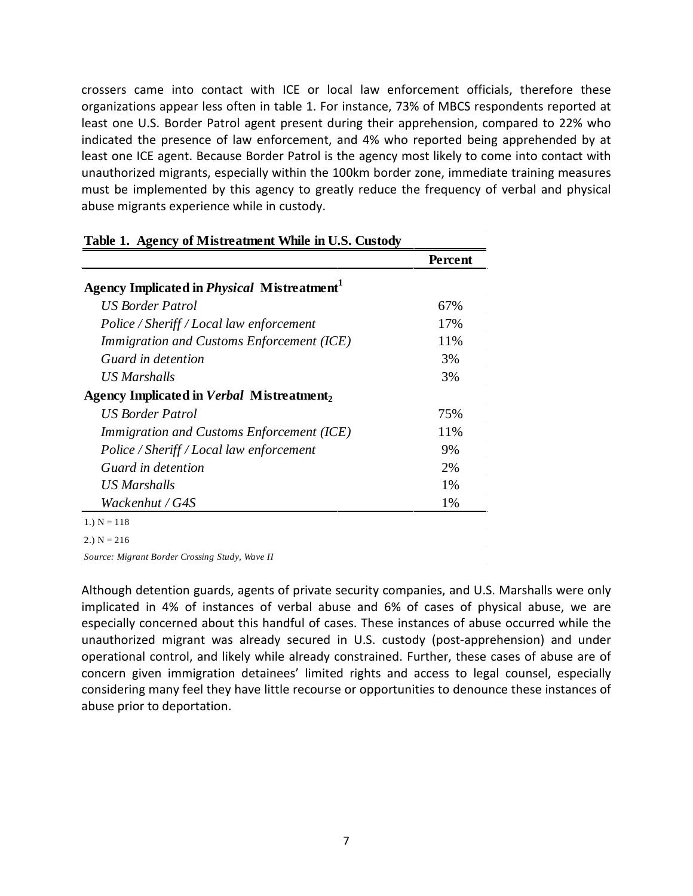crossers came into contact with ICE or local law enforcement officials, therefore these organizations appear less often in table 1. For instance, 73% of MBCS respondents reported at least one U.S. Border Patrol agent present during their apprehension, compared to 22% who indicated the presence of law enforcement, and 4% who reported being apprehended by at least one ICE agent. Because Border Patrol is the agency most likely to come into contact with unauthorized migrants, especially within the 100km border zone, immediate training measures must be implemented by this agency to greatly reduce the frequency of verbal and physical abuse migrants experience while in custody.

**Table 1. Agency of Mistreatment While in U.S. Custody**

| | Percent |
|---|---|
| **Agency Implicated in *Physical* Mistreatment[1]** | |
| *US Border Patrol* | 67% |
| *Police / Sheriff / Local law enforcement* | 17% |
| *Immigration and Customs Enforcement (ICE)* | 11% |
| *Guard in detention* | 3% |
| *US Marshalls* | 3% |
| **Agency Implicated in *Verbal* Mistreatment[2]** | |
| *US Border Patrol* | 75% |
| *Immigration and Customs Enforcement (ICE)* | 11% |
| *Police / Sheriff / Local law enforcement* | 9% |
| *Guard in detention* | 2% |
| *US Marshalls* | 1% |
| *Wackenhut / G4S* | 1% |

1.) N = 118

2.) N = 216

*Source: Migrant Border Crossing Study, Wave II*

Although detention guards, agents of private security companies, and U.S. Marshalls were only implicated in 4% of instances of verbal abuse and 6% of cases of physical abuse, we are especially concerned about this handful of cases. These instances of abuse occurred while the unauthorized migrant was already secured in U.S. custody (post-apprehension) and under operational control, and likely while already constrained. Further, these cases of abuse are of concern given immigration detainees' limited rights and access to legal counsel, especially considering many feel they have little recourse or opportunities to denounce these instances of abuse prior to deportation.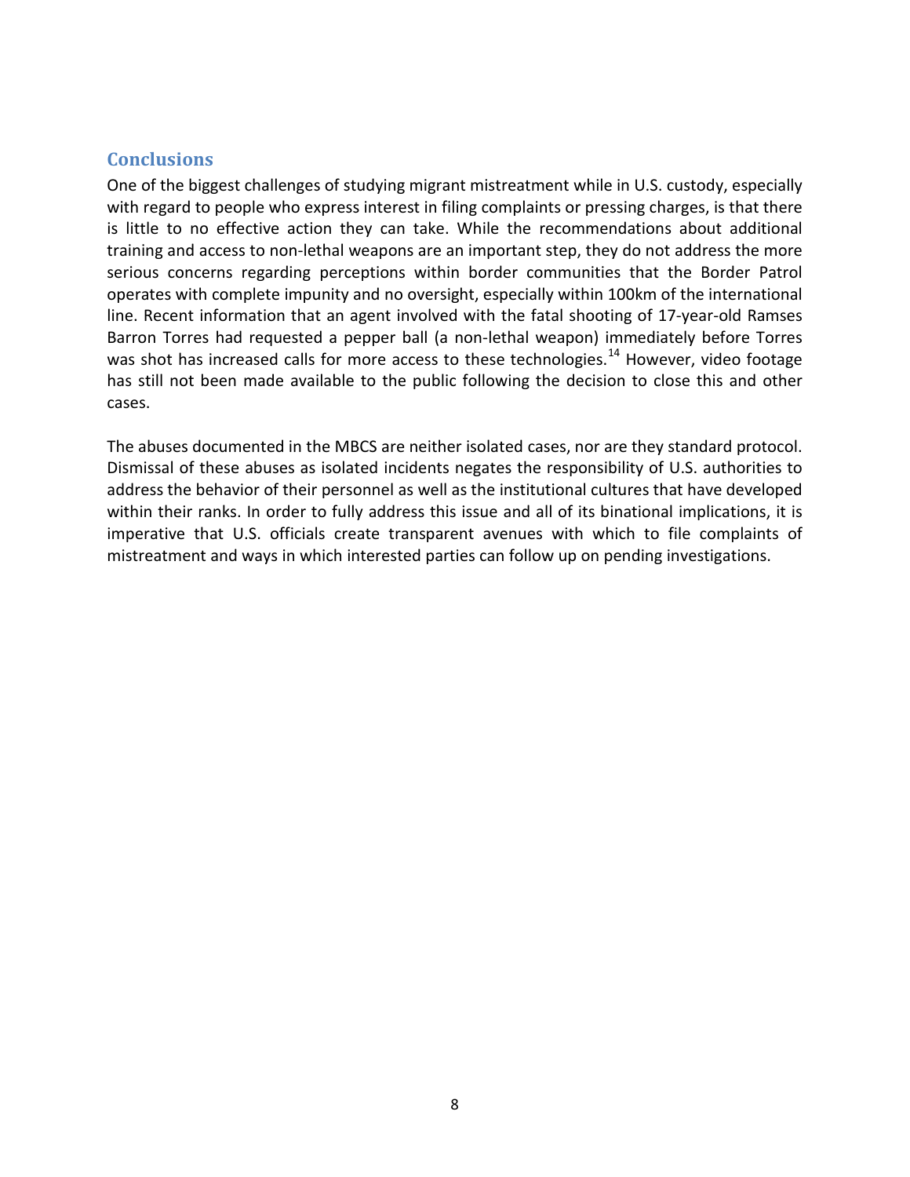## Conclusions

One of the biggest challenges of studying migrant mistreatment while in U.S. custody, especially with regard to people who express interest in filing complaints or pressing charges, is that there is little to no effective action they can take. While the recommendations about additional training and access to non-lethal weapons are an important step, they do not address the more serious concerns regarding perceptions within border communities that the Border Patrol operates with complete impunity and no oversight, especially within 100km of the international line. Recent information that an agent involved with the fatal shooting of 17-year-old Ramses Barron Torres had requested a pepper ball (a non-lethal weapon) immediately before Torres was shot has increased calls for more access to these technologies.[14] However, video footage has still not been made available to the public following the decision to close this and other cases.

The abuses documented in the MBCS are neither isolated cases, nor are they standard protocol. Dismissal of these abuses as isolated incidents negates the responsibility of U.S. authorities to address the behavior of their personnel as well as the institutional cultures that have developed within their ranks. In order to fully address this issue and all of its binational implications, it is imperative that U.S. officials create transparent avenues with which to file complaints of mistreatment and ways in which interested parties can follow up on pending investigations.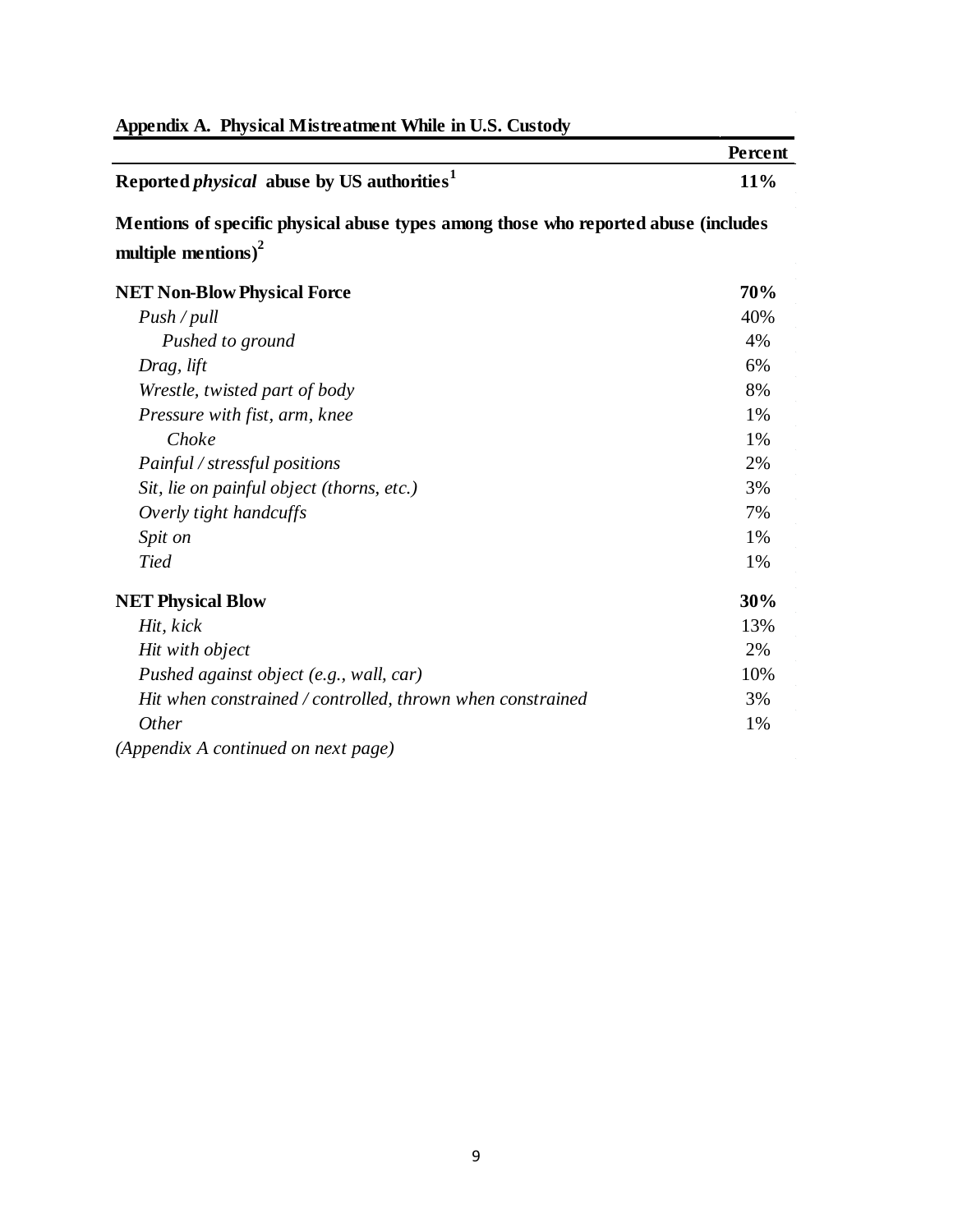**Appendix A. Physical Mistreatment While in U.S. Custody**

| | Percent |
|---|---|
| **Reported *physical* abuse by US authorities[1]** | **11%** |
| **Mentions of specific physical abuse types among those who reported abuse (includes multiple mentions)[2]** | |
| **NET Non-Blow Physical Force** | **70%** |
| *Push / pull* | 40% |
| *Pushed to ground* | 4% |
| *Drag, lift* | 6% |
| *Wrestle, twisted part of body* | 8% |
| *Pressure with fist, arm, knee* | 1% |
| *Choke* | 1% |
| *Painful / stressful positions* | 2% |
| *Sit, lie on painful object (thorns, etc.)* | 3% |
| *Overly tight handcuffs* | 7% |
| *Spit on* | 1% |
| *Tied* | 1% |
| **NET Physical Blow** | **30%** |
| *Hit, kick* | 13% |
| *Hit with object* | 2% |
| *Pushed against object (e.g., wall, car)* | 10% |
| *Hit when constrained / controlled, thrown when constrained* | 3% |
| *Other* | 1% |

*(Appendix A continued on next page)*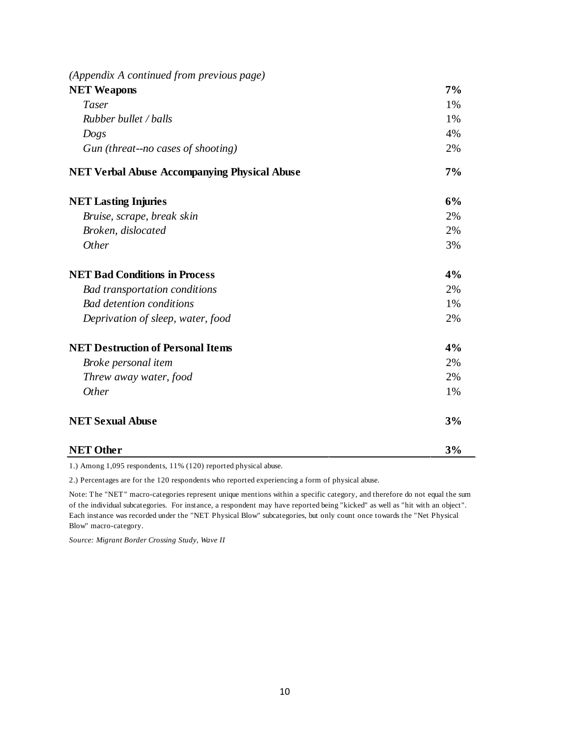*(Appendix A continued from previous page)*

| | |
|---|---|
| **NET Weapons** | **7%** |
| *Taser* | 1% |
| *Rubber bullet / balls* | 1% |
| *Dogs* | 4% |
| *Gun (threat--no cases of shooting)* | 2% |
| **NET Verbal Abuse Accompanying Physical Abuse** | **7%** |
| **NET Lasting Injuries** | **6%** |
| *Bruise, scrape, break skin* | 2% |
| *Broken, dislocated* | 2% |
| *Other* | 3% |
| **NET Bad Conditions in Process** | **4%** |
| *Bad transportation conditions* | 2% |
| *Bad detention conditions* | 1% |
| *Deprivation of sleep, water, food* | 2% |
| **NET Destruction of Personal Items** | **4%** |
| *Broke personal item* | 2% |
| *Threw away water, food* | 2% |
| *Other* | 1% |
| **NET Sexual Abuse** | **3%** |
| **NET Other** | **3%** |

1.) Among 1,095 respondents, 11% (120) reported physical abuse.

2.) Percentages are for the 120 respondents who reported experiencing a form of physical abuse.

Note: The "NET" macro-categories represent unique mentions within a specific category, and therefore do not equal the sum of the individual subcategories. For instance, a respondent may have reported being "kicked" as well as "hit with an object". Each instance was recorded under the "NET Physical Blow" subcategories, but only count once towards the "Net Physical Blow" macro-category.

*Source: Migrant Border Crossing Study, Wave II*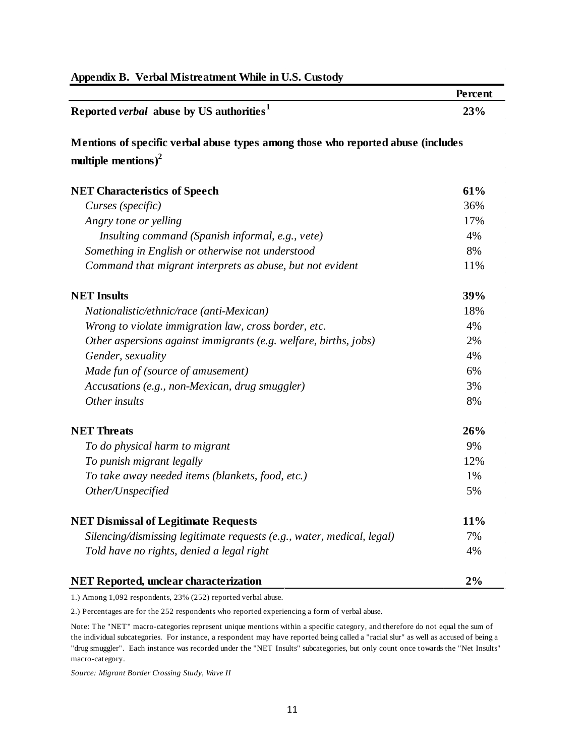**Appendix B. Verbal Mistreatment While in U.S. Custody**

| | Percent |
|---|---|
| **Reported *verbal* abuse by US authorities[1]** | **23%** |
| **Mentions of specific verbal abuse types among those who reported abuse (includes multiple mentions)[2]** | |
| **NET Characteristics of Speech** | **61%** |
| *Curses (specific)* | 36% |
| *Angry tone or yelling* | 17% |
| *Insulting command (Spanish informal, e.g., vete)* | 4% |
| *Something in English or otherwise not understood* | 8% |
| *Command that migrant interprets as abuse, but not evident* | 11% |
| **NET Insults** | **39%** |
| *Nationalistic/ethnic/race (anti-Mexican)* | 18% |
| *Wrong to violate immigration law, cross border, etc.* | 4% |
| *Other aspersions against immigrants (e.g. welfare, births, jobs)* | 2% |
| *Gender, sexuality* | 4% |
| *Made fun of (source of amusement)* | 6% |
| *Accusations (e.g., non-Mexican, drug smuggler)* | 3% |
| *Other insults* | 8% |
| **NET Threats** | **26%** |
| *To do physical harm to migrant* | 9% |
| *To punish migrant legally* | 12% |
| *To take away needed items (blankets, food, etc.)* | 1% |
| *Other/Unspecified* | 5% |
| **NET Dismissal of Legitimate Requests** | **11%** |
| *Silencing/dismissing legitimate requests (e.g., water, medical, legal)* | 7% |
| *Told have no rights, denied a legal right* | 4% |
| **NET Reported, unclear characterization** | **2%** |

1.) Among 1,092 respondents, 23% (252) reported verbal abuse.

2.) Percentages are for the 252 respondents who reported experiencing a form of verbal abuse.

Note: The "NET" macro-categories represent unique mentions within a specific category, and therefore do not equal the sum of the individual subcategories. For instance, a respondent may have reported being called a "racial slur" as well as accused of being a "drug smuggler". Each instance was recorded under the "NET Insults" subcategories, but only count once towards the "Net Insults" macro-category.

*Source: Migrant Border Crossing Study, Wave II*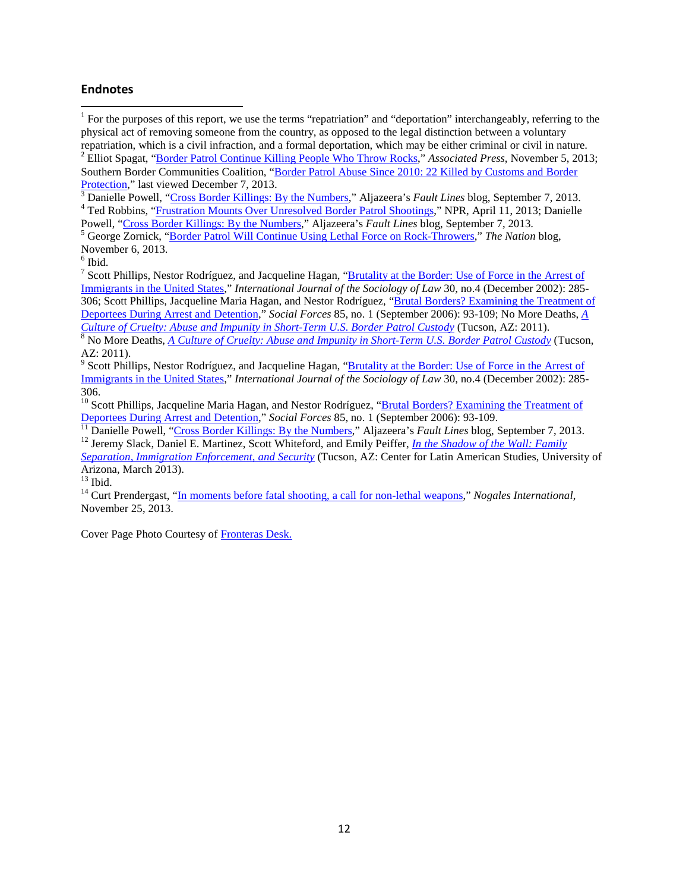## Endnotes

[1] For the purposes of this report, we use the terms "repatriation" and "deportation" interchangeably, referring to the physical act of removing someone from the country, as opposed to the legal distinction between a voluntary repatriation, which is a civil infraction, and a formal deportation, which may be either criminal or civil in nature.

[2] Elliot Spagat, "Border Patrol Continue Killing People Who Throw Rocks," *Associated Press*, November 5, 2013; Southern Border Communities Coalition, "Border Patrol Abuse Since 2010: 22 Killed by Customs and Border Protection," last viewed December 7, 2013.

[3] Danielle Powell, "Cross Border Killings: By the Numbers," Aljazeera's *Fault Lines* blog, September 7, 2013.

[4] Ted Robbins, "Frustration Mounts Over Unresolved Border Patrol Shootings," NPR, April 11, 2013; Danielle Powell, "Cross Border Killings: By the Numbers," Aljazeera's *Fault Lines* blog, September 7, 2013.

[5] George Zornick, "Border Patrol Will Continue Using Lethal Force on Rock-Throwers," *The Nation* blog, November 6, 2013.

[6] Ibid.

[7] Scott Phillips, Nestor Rodríguez, and Jacqueline Hagan, "Brutality at the Border: Use of Force in the Arrest of Immigrants in the United States," *International Journal of the Sociology of Law* 30, no.4 (December 2002): 285-306; Scott Phillips, Jacqueline Maria Hagan, and Nestor Rodríguez, "Brutal Borders? Examining the Treatment of Deportees During Arrest and Detention," *Social Forces* 85, no. 1 (September 2006): 93-109; No More Deaths, *A Culture of Cruelty: Abuse and Impunity in Short-Term U.S. Border Patrol Custody* (Tucson, AZ: 2011).

[8] No More Deaths, *A Culture of Cruelty: Abuse and Impunity in Short-Term U.S. Border Patrol Custody* (Tucson, AZ: 2011).

[9] Scott Phillips, Nestor Rodríguez, and Jacqueline Hagan, "Brutality at the Border: Use of Force in the Arrest of Immigrants in the United States," *International Journal of the Sociology of Law* 30, no.4 (December 2002): 285-306.

[10] Scott Phillips, Jacqueline Maria Hagan, and Nestor Rodríguez, "Brutal Borders? Examining the Treatment of Deportees During Arrest and Detention," *Social Forces* 85, no. 1 (September 2006): 93-109.

[11] Danielle Powell, "Cross Border Killings: By the Numbers," Aljazeera's *Fault Lines* blog, September 7, 2013.

[12] Jeremy Slack, Daniel E. Martinez, Scott Whiteford, and Emily Peiffer, *In the Shadow of the Wall: Family Separation, Immigration Enforcement, and Security* (Tucson, AZ: Center for Latin American Studies, University of Arizona, March 2013).

[13] Ibid.

[14] Curt Prendergast, "In moments before fatal shooting, a call for non-lethal weapons," *Nogales International*, November 25, 2013.

Cover Page Photo Courtesy of Fronteras Desk.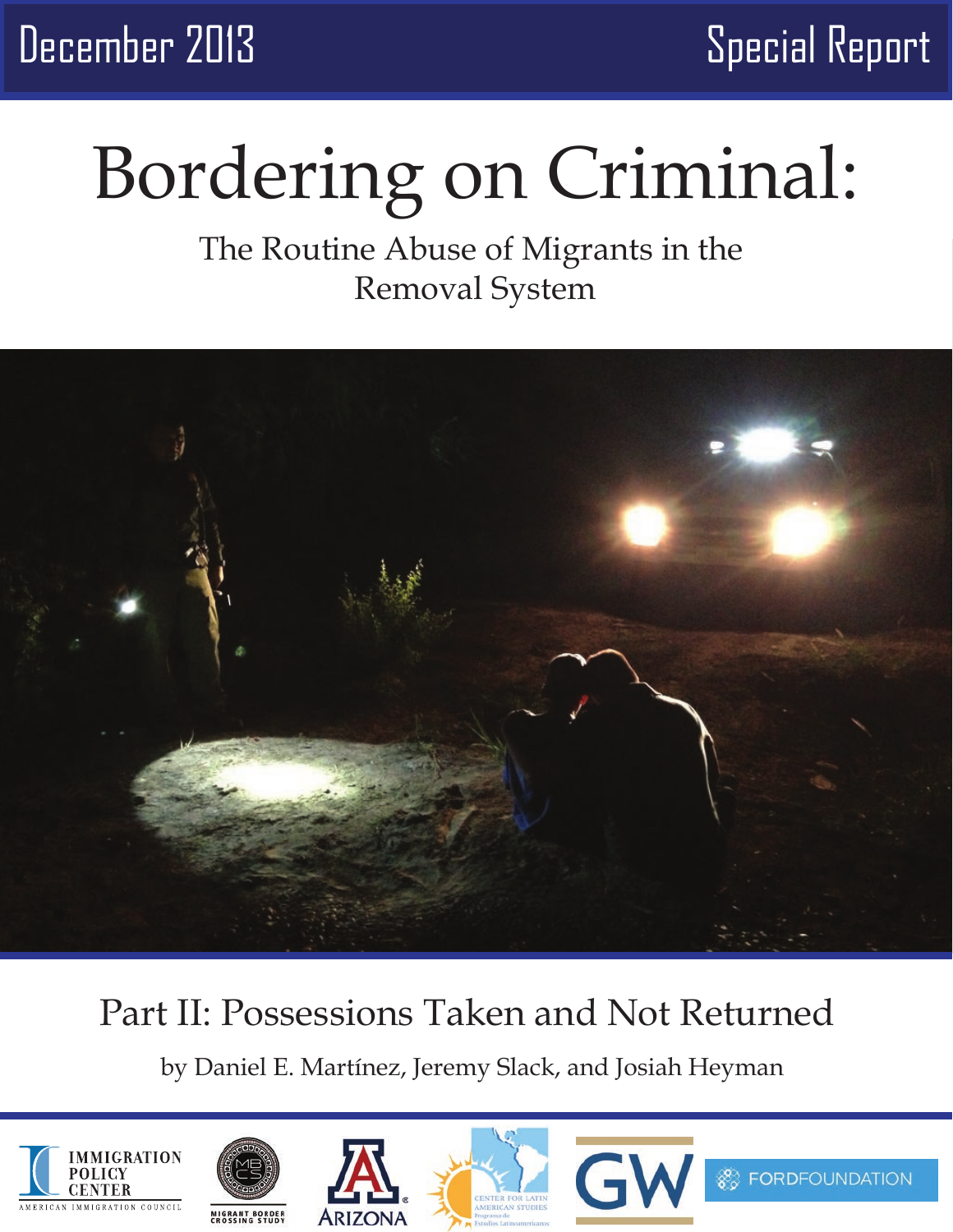December 2013 Special Report

# Bordering on Criminal:

## The Routine Abuse of Migrants in the Removal System

## Part II: Possessions Taken and Not Returned

by Daniel E. Martínez, Jeremy Slack, and Josiah Heyman

IMMIGRATION POLICY CENTER
AMERICAN IMMIGRATION COUNCIL

MIGRANT BORDER CROSSING STUDY

ARIZONA

CENTER FOR LATIN AMERICAN STUDIES
Programa de Estudios Latinoamericanos

GW

FORDFOUNDATION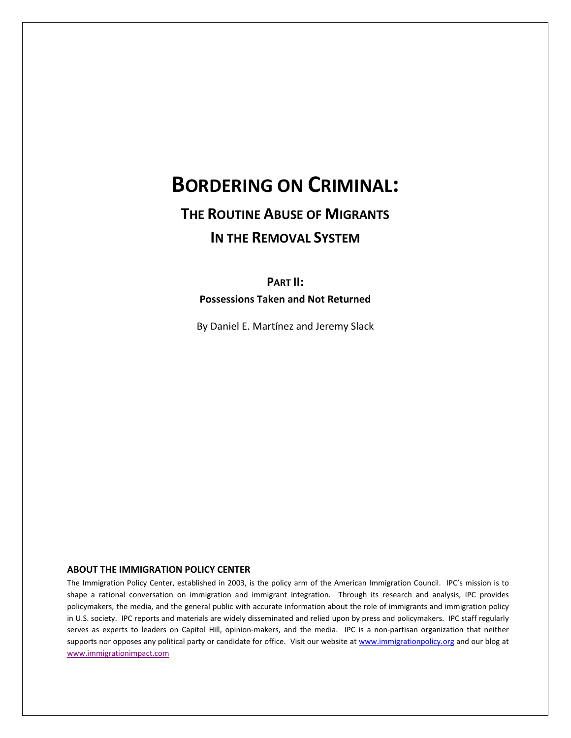# BORDERING ON CRIMINAL:

## THE ROUTINE ABUSE OF MIGRANTS IN THE REMOVAL SYSTEM

### PART II:

**Possessions Taken and Not Returned**

By Daniel E. Martínez and Jeremy Slack

**ABOUT THE IMMIGRATION POLICY CENTER**

The Immigration Policy Center, established in 2003, is the policy arm of the American Immigration Council. IPC's mission is to shape a rational conversation on immigration and immigrant integration. Through its research and analysis, IPC provides policymakers, the media, and the general public with accurate information about the role of immigrants and immigration policy in U.S. society. IPC reports and materials are widely disseminated and relied upon by press and policymakers. IPC staff regularly serves as experts to leaders on Capitol Hill, opinion-makers, and the media. IPC is a non-partisan organization that neither supports nor opposes any political party or candidate for office. Visit our website at www.immigrationpolicy.org and our blog at www.immigrationimpact.com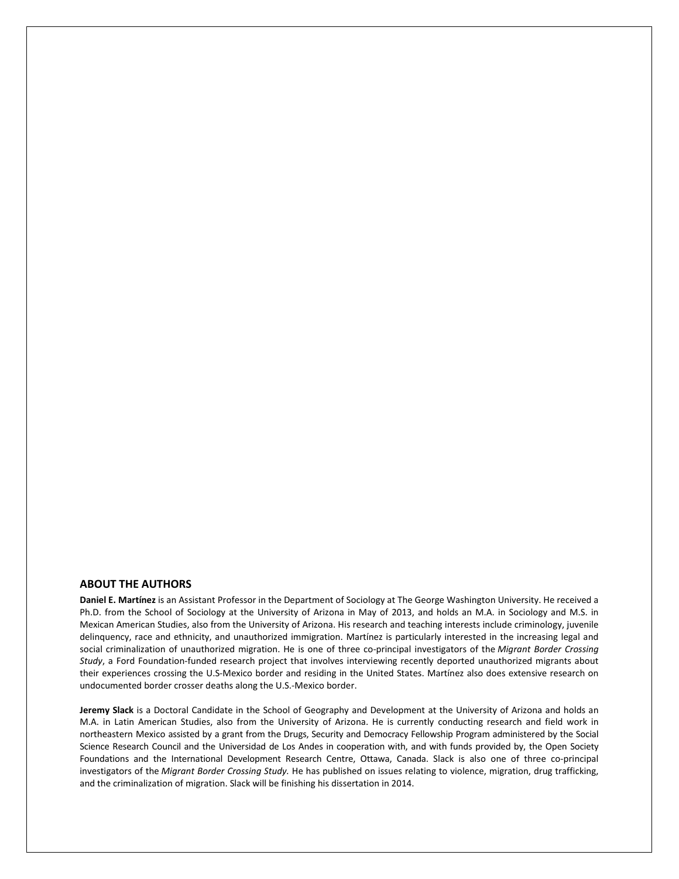## ABOUT THE AUTHORS

**Daniel E. Martínez** is an Assistant Professor in the Department of Sociology at The George Washington University. He received a Ph.D. from the School of Sociology at the University of Arizona in May of 2013, and holds an M.A. in Sociology and M.S. in Mexican American Studies, also from the University of Arizona. His research and teaching interests include criminology, juvenile delinquency, race and ethnicity, and unauthorized immigration. Martínez is particularly interested in the increasing legal and social criminalization of unauthorized migration. He is one of three co-principal investigators of the *Migrant Border Crossing Study*, a Ford Foundation-funded research project that involves interviewing recently deported unauthorized migrants about their experiences crossing the U.S-Mexico border and residing in the United States. Martínez also does extensive research on undocumented border crosser deaths along the U.S.-Mexico border.

**Jeremy Slack** is a Doctoral Candidate in the School of Geography and Development at the University of Arizona and holds an M.A. in Latin American Studies, also from the University of Arizona. He is currently conducting research and field work in northeastern Mexico assisted by a grant from the Drugs, Security and Democracy Fellowship Program administered by the Social Science Research Council and the Universidad de Los Andes in cooperation with, and with funds provided by, the Open Society Foundations and the International Development Research Centre, Ottawa, Canada. Slack is also one of three co-principal investigators of the *Migrant Border Crossing Study.* He has published on issues relating to violence, migration, drug trafficking, and the criminalization of migration. Slack will be finishing his dissertation in 2014.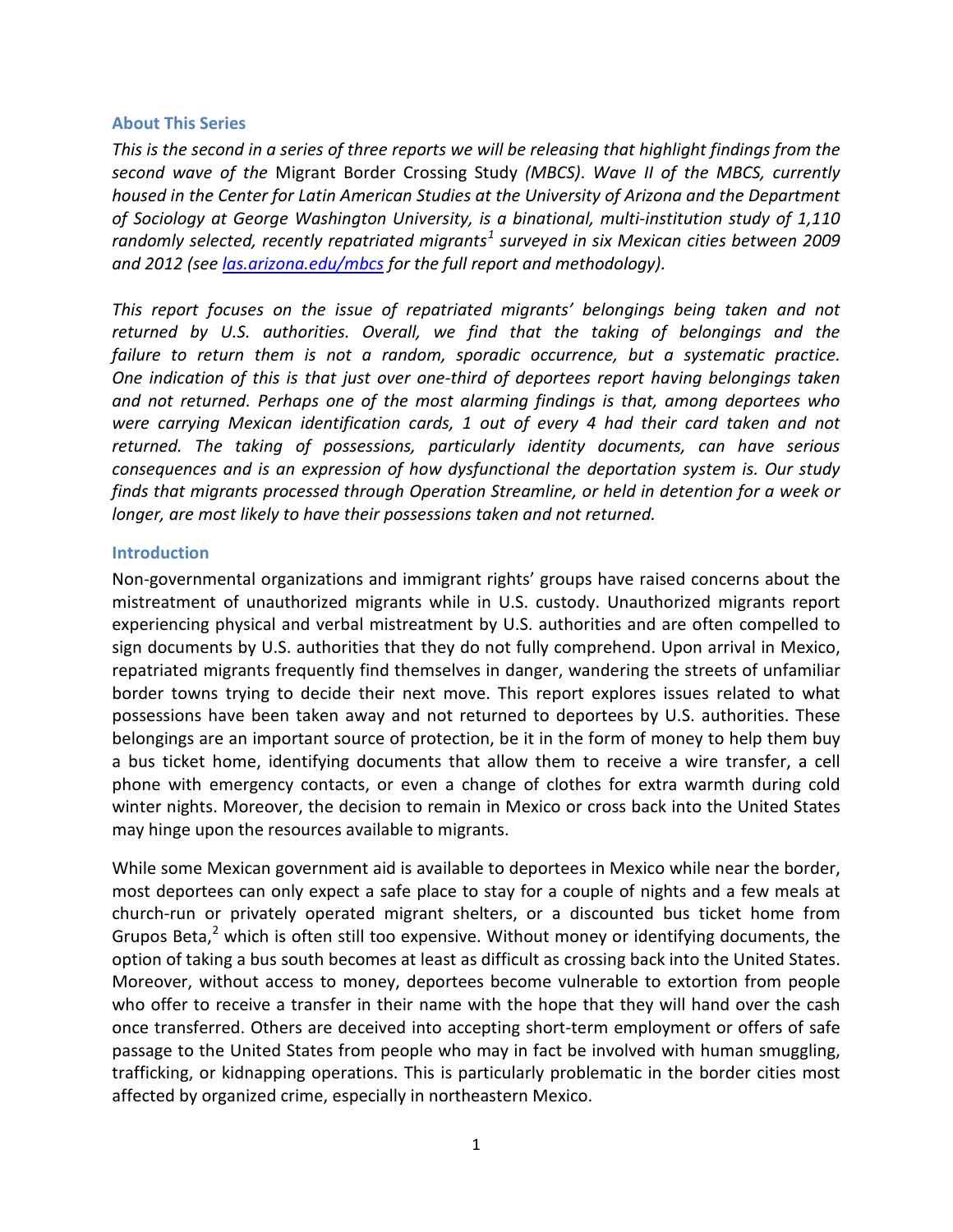### About This Series

*This is the second in a series of three reports we will be releasing that highlight findings from the second wave of the* Migrant Border Crossing Study *(MBCS). Wave II of the MBCS, currently housed in the Center for Latin American Studies at the University of Arizona and the Department of Sociology at George Washington University, is a binational, multi-institution study of 1,110 randomly selected, recently repatriated migrants*[1] *surveyed in six Mexican cities between 2009 and 2012 (see [las.arizona.edu/mbcs](las.arizona.edu/mbcs) for the full report and methodology).*

*This report focuses on the issue of repatriated migrants' belongings being taken and not returned by U.S. authorities. Overall, we find that the taking of belongings and the failure to return them is not a random, sporadic occurrence, but a systematic practice. One indication of this is that just over one-third of deportees report having belongings taken and not returned. Perhaps one of the most alarming findings is that, among deportees who were carrying Mexican identification cards, 1 out of every 4 had their card taken and not returned. The taking of possessions, particularly identity documents, can have serious consequences and is an expression of how dysfunctional the deportation system is. Our study finds that migrants processed through Operation Streamline, or held in detention for a week or longer, are most likely to have their possessions taken and not returned.*

### Introduction

Non-governmental organizations and immigrant rights' groups have raised concerns about the mistreatment of unauthorized migrants while in U.S. custody. Unauthorized migrants report experiencing physical and verbal mistreatment by U.S. authorities and are often compelled to sign documents by U.S. authorities that they do not fully comprehend. Upon arrival in Mexico, repatriated migrants frequently find themselves in danger, wandering the streets of unfamiliar border towns trying to decide their next move. This report explores issues related to what possessions have been taken away and not returned to deportees by U.S. authorities. These belongings are an important source of protection, be it in the form of money to help them buy a bus ticket home, identifying documents that allow them to receive a wire transfer, a cell phone with emergency contacts, or even a change of clothes for extra warmth during cold winter nights. Moreover, the decision to remain in Mexico or cross back into the United States may hinge upon the resources available to migrants.

While some Mexican government aid is available to deportees in Mexico while near the border, most deportees can only expect a safe place to stay for a couple of nights and a few meals at church-run or privately operated migrant shelters, or a discounted bus ticket home from Grupos Beta,[2] which is often still too expensive. Without money or identifying documents, the option of taking a bus south becomes at least as difficult as crossing back into the United States. Moreover, without access to money, deportees become vulnerable to extortion from people who offer to receive a transfer in their name with the hope that they will hand over the cash once transferred. Others are deceived into accepting short-term employment or offers of safe passage to the United States from people who may in fact be involved with human smuggling, trafficking, or kidnapping operations. This is particularly problematic in the border cities most affected by organized crime, especially in northeastern Mexico.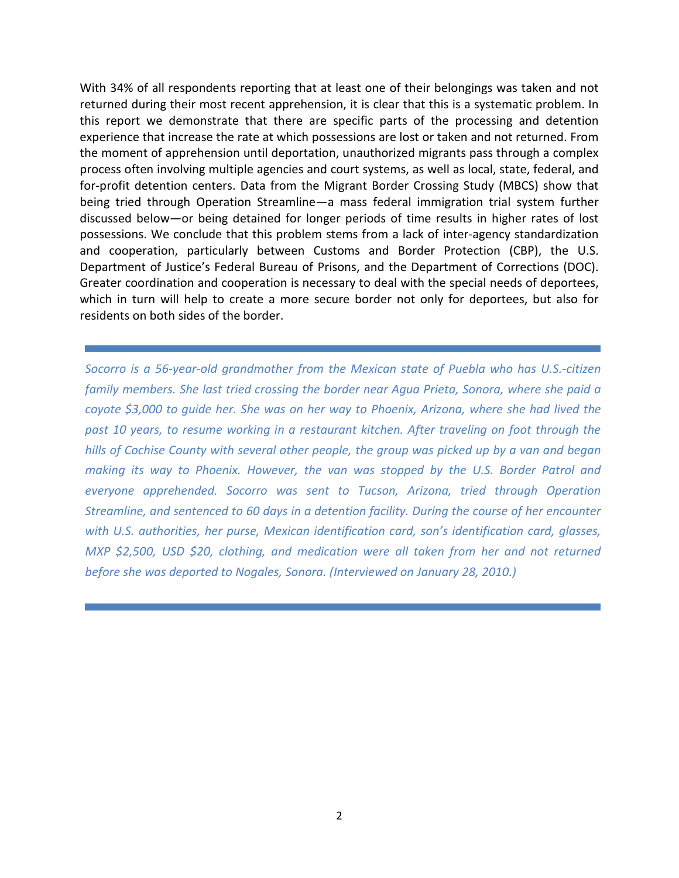With 34% of all respondents reporting that at least one of their belongings was taken and not returned during their most recent apprehension, it is clear that this is a systematic problem. In this report we demonstrate that there are specific parts of the processing and detention experience that increase the rate at which possessions are lost or taken and not returned. From the moment of apprehension until deportation, unauthorized migrants pass through a complex process often involving multiple agencies and court systems, as well as local, state, federal, and for-profit detention centers. Data from the Migrant Border Crossing Study (MBCS) show that being tried through Operation Streamline—a mass federal immigration trial system further discussed below—or being detained for longer periods of time results in higher rates of lost possessions. We conclude that this problem stems from a lack of inter-agency standardization and cooperation, particularly between Customs and Border Protection (CBP), the U.S. Department of Justice's Federal Bureau of Prisons, and the Department of Corrections (DOC). Greater coordination and cooperation is necessary to deal with the special needs of deportees, which in turn will help to create a more secure border not only for deportees, but also for residents on both sides of the border.

---

*Socorro is a 56-year-old grandmother from the Mexican state of Puebla who has U.S.-citizen family members. She last tried crossing the border near Agua Prieta, Sonora, where she paid a coyote $3,000 to guide her. She was on her way to Phoenix, Arizona, where she had lived the past 10 years, to resume working in a restaurant kitchen. After traveling on foot through the hills of Cochise County with several other people, the group was picked up by a van and began making its way to Phoenix. However, the van was stopped by the U.S. Border Patrol and everyone apprehended. Socorro was sent to Tucson, Arizona, tried through Operation Streamline, and sentenced to 60 days in a detention facility. During the course of her encounter with U.S. authorities, her purse, Mexican identification card, son's identification card, glasses, MXP $2,500, USD $20, clothing, and medication were all taken from her and not returned before she was deported to Nogales, Sonora. (Interviewed on January 28, 2010.)*

---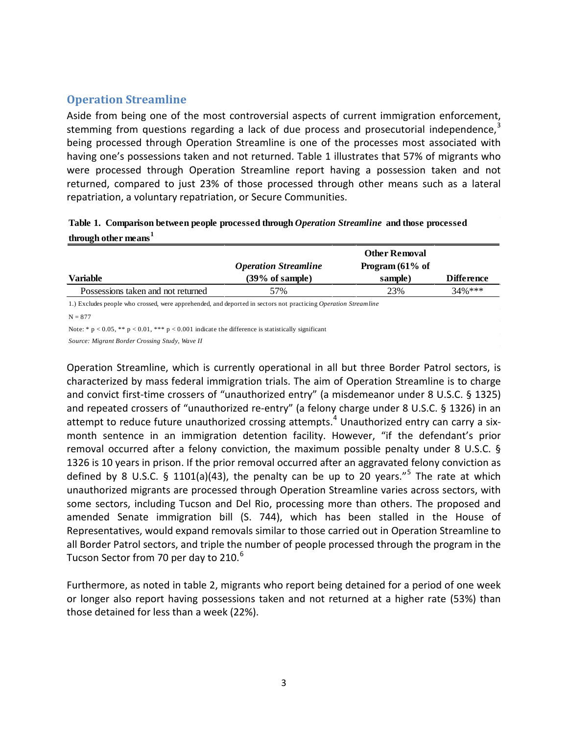## Operation Streamline

Aside from being one of the most controversial aspects of current immigration enforcement, stemming from questions regarding a lack of due process and prosecutorial independence,[3] being processed through Operation Streamline is one of the processes most associated with having one's possessions taken and not returned. Table 1 illustrates that 57% of migrants who were processed through Operation Streamline report having a possession taken and not returned, compared to just 23% of those processed through other means such as a lateral repatriation, a voluntary repatriation, or Secure Communities.

**Table 1. Comparison between people processed through *Operation Streamline* and those processed through other means[1]**

| Variable | *Operation Streamline* (39% of sample) | Other Removal Program (61% of sample) | Difference |
|---|---|---|---|
| Possessions taken and not returned | 57% | 23% | 34%*** |

1.) Excludes people who crossed, were apprehended, and deported in sectors not practicing *Operation Streamline*

N = 877

Note: * $p < 0.05$, ** $p < 0.01$, *** $p < 0.001$ indicate the difference is statistically significant

*Source: Migrant Border Crossing Study, Wave II*

Operation Streamline, which is currently operational in all but three Border Patrol sectors, is characterized by mass federal immigration trials. The aim of Operation Streamline is to charge and convict first-time crossers of "unauthorized entry" (a misdemeanor under 8 U.S.C. § 1325) and repeated crossers of "unauthorized re-entry" (a felony charge under 8 U.S.C. § 1326) in an attempt to reduce future unauthorized crossing attempts.[4] Unauthorized entry can carry a six-month sentence in an immigration detention facility. However, "if the defendant's prior removal occurred after a felony conviction, the maximum possible penalty under 8 U.S.C. § 1326 is 10 years in prison. If the prior removal occurred after an aggravated felony conviction as defined by 8 U.S.C. § 1101(a)(43), the penalty can be up to 20 years."[5] The rate at which unauthorized migrants are processed through Operation Streamline varies across sectors, with some sectors, including Tucson and Del Rio, processing more than others. The proposed and amended Senate immigration bill (S. 744), which has been stalled in the House of Representatives, would expand removals similar to those carried out in Operation Streamline to all Border Patrol sectors, and triple the number of people processed through the program in the Tucson Sector from 70 per day to 210.[6]

Furthermore, as noted in table 2, migrants who report being detained for a period of one week or longer also report having possessions taken and not returned at a higher rate (53%) than those detained for less than a week (22%).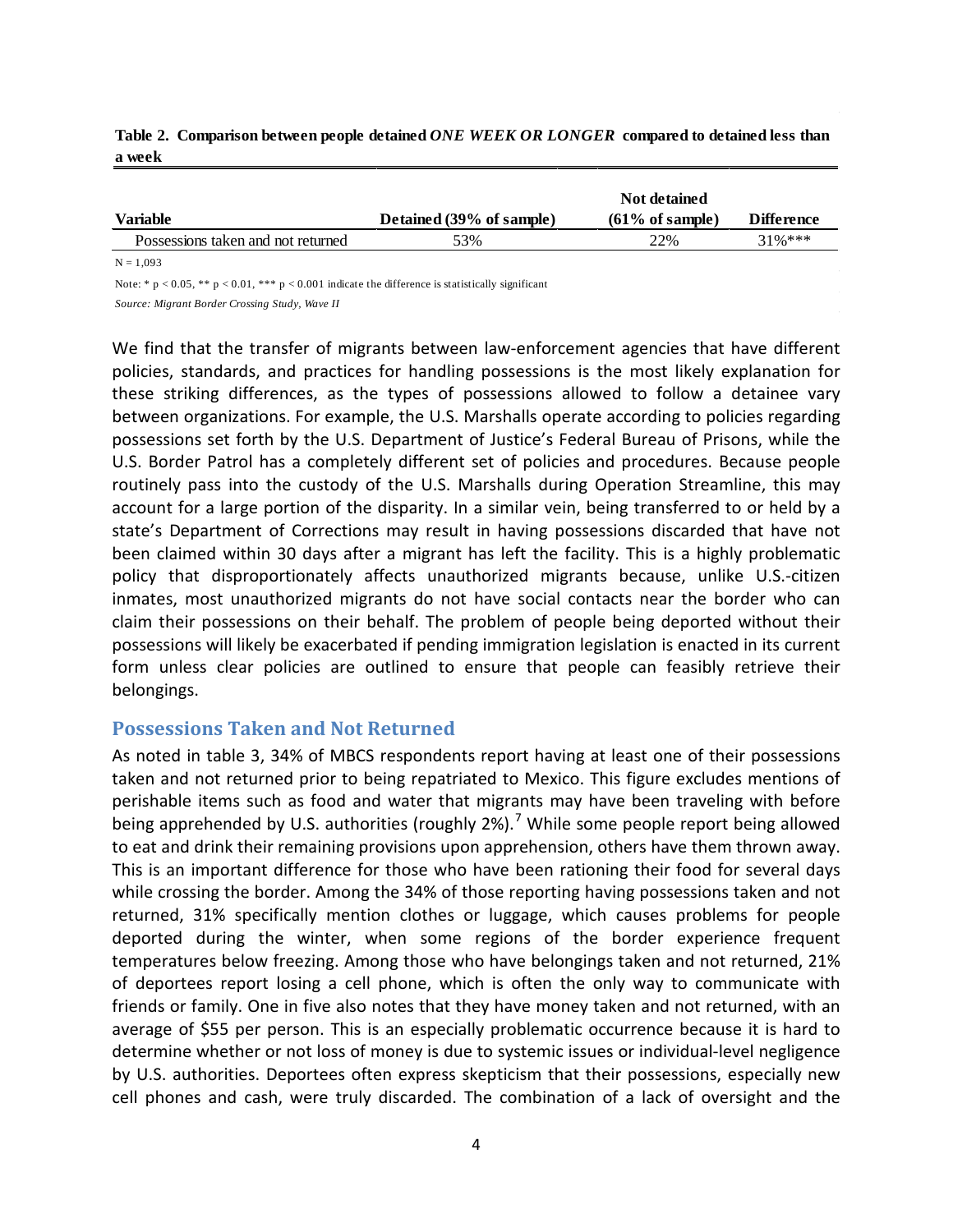**Table 2. Comparison between people detained *ONE WEEK OR LONGER* compared to detained less than a week**

| Variable | Detained (39% of sample) | Not detained (61% of sample) | Difference |
|---|---|---|---|
| Possessions taken and not returned | 53% | 22% | 31%*** |

N = 1,093

Note: * $p < 0.05$, ** $p < 0.01$, *** $p < 0.001$ indicate the difference is statistically significant

*Source: Migrant Border Crossing Study, Wave II*

We find that the transfer of migrants between law-enforcement agencies that have different policies, standards, and practices for handling possessions is the most likely explanation for these striking differences, as the types of possessions allowed to follow a detainee vary between organizations. For example, the U.S. Marshalls operate according to policies regarding possessions set forth by the U.S. Department of Justice's Federal Bureau of Prisons, while the U.S. Border Patrol has a completely different set of policies and procedures. Because people routinely pass into the custody of the U.S. Marshalls during Operation Streamline, this may account for a large portion of the disparity. In a similar vein, being transferred to or held by a state's Department of Corrections may result in having possessions discarded that have not been claimed within 30 days after a migrant has left the facility. This is a highly problematic policy that disproportionately affects unauthorized migrants because, unlike U.S.-citizen inmates, most unauthorized migrants do not have social contacts near the border who can claim their possessions on their behalf. The problem of people being deported without their possessions will likely be exacerbated if pending immigration legislation is enacted in its current form unless clear policies are outlined to ensure that people can feasibly retrieve their belongings.

## Possessions Taken and Not Returned

As noted in table 3, 34% of MBCS respondents report having at least one of their possessions taken and not returned prior to being repatriated to Mexico. This figure excludes mentions of perishable items such as food and water that migrants may have been traveling with before being apprehended by U.S. authorities (roughly 2%).[7] While some people report being allowed to eat and drink their remaining provisions upon apprehension, others have them thrown away. This is an important difference for those who have been rationing their food for several days while crossing the border. Among the 34% of those reporting having possessions taken and not returned, 31% specifically mention clothes or luggage, which causes problems for people deported during the winter, when some regions of the border experience frequent temperatures below freezing. Among those who have belongings taken and not returned, 21% of deportees report losing a cell phone, which is often the only way to communicate with friends or family. One in five also notes that they have money taken and not returned, with an average of $55 per person. This is an especially problematic occurrence because it is hard to determine whether or not loss of money is due to systemic issues or individual-level negligence by U.S. authorities. Deportees often express skepticism that their possessions, especially new cell phones and cash, were truly discarded. The combination of a lack of oversight and the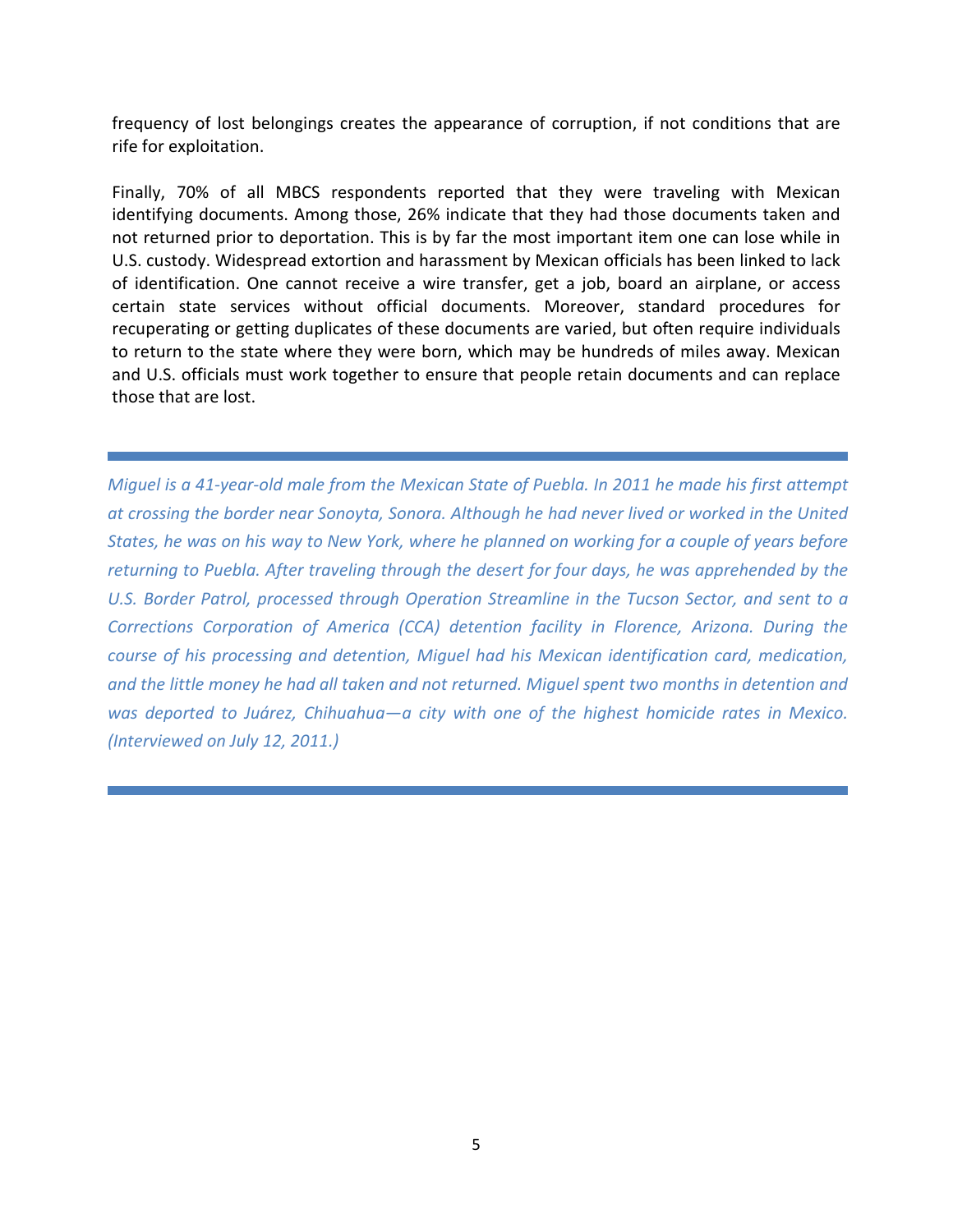frequency of lost belongings creates the appearance of corruption, if not conditions that are rife for exploitation.

Finally, 70% of all MBCS respondents reported that they were traveling with Mexican identifying documents. Among those, 26% indicate that they had those documents taken and not returned prior to deportation. This is by far the most important item one can lose while in U.S. custody. Widespread extortion and harassment by Mexican officials has been linked to lack of identification. One cannot receive a wire transfer, get a job, board an airplane, or access certain state services without official documents. Moreover, standard procedures for recuperating or getting duplicates of these documents are varied, but often require individuals to return to the state where they were born, which may be hundreds of miles away. Mexican and U.S. officials must work together to ensure that people retain documents and can replace those that are lost.

---

*Miguel is a 41-year-old male from the Mexican State of Puebla. In 2011 he made his first attempt at crossing the border near Sonoyta, Sonora. Although he had never lived or worked in the United States, he was on his way to New York, where he planned on working for a couple of years before returning to Puebla. After traveling through the desert for four days, he was apprehended by the U.S. Border Patrol, processed through Operation Streamline in the Tucson Sector, and sent to a Corrections Corporation of America (CCA) detention facility in Florence, Arizona. During the course of his processing and detention, Miguel had his Mexican identification card, medication, and the little money he had all taken and not returned. Miguel spent two months in detention and was deported to Juárez, Chihuahua—a city with one of the highest homicide rates in Mexico. (Interviewed on July 12, 2011.)*

---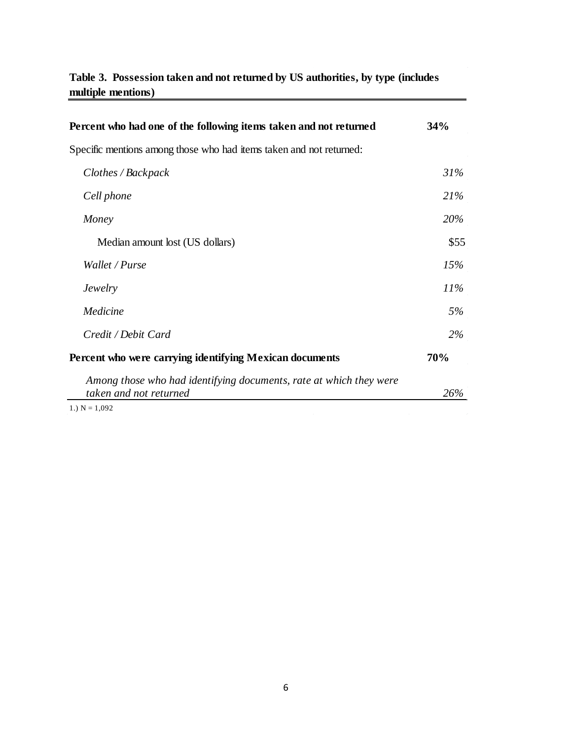**Table 3. Possession taken and not returned by US authorities, by type (includes multiple mentions)**

| | |
|---|---|
| **Percent who had one of the following items taken and not returned** | **34%** |
| Specific mentions among those who had items taken and not returned: | |
| *Clothes / Backpack* | *31%* |
| *Cell phone* | *21%* |
| *Money* | *20%* |
| Median amount lost (US dollars) | $55 |
| *Wallet / Purse* | *15%* |
| *Jewelry* | *11%* |
| *Medicine* | *5%* |
| *Credit / Debit Card* | *2%* |
| **Percent who were carrying identifying Mexican documents** | **70%** |
| *Among those who had identifying documents, rate at which they were taken and not returned* | *26%* |

1.) N = 1,092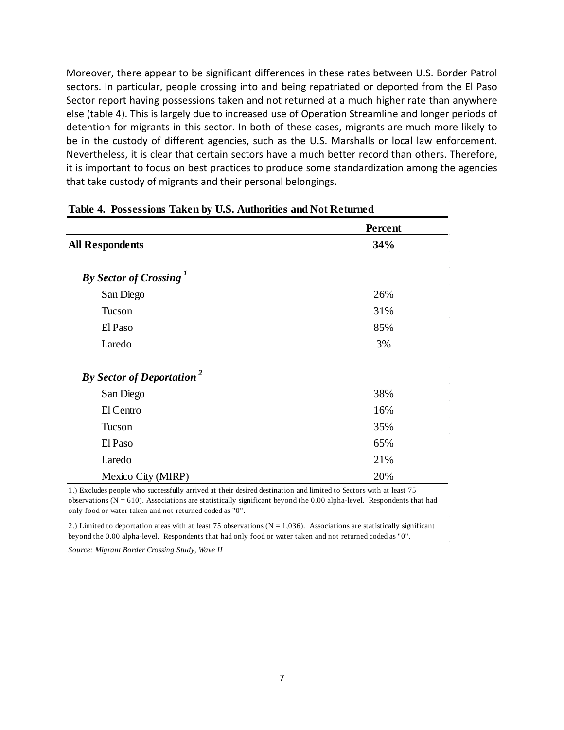Moreover, there appear to be significant differences in these rates between U.S. Border Patrol sectors. In particular, people crossing into and being repatriated or deported from the El Paso Sector report having possessions taken and not returned at a much higher rate than anywhere else (table 4). This is largely due to increased use of Operation Streamline and longer periods of detention for migrants in this sector. In both of these cases, migrants are much more likely to be in the custody of different agencies, such as the U.S. Marshalls or local law enforcement. Nevertheless, it is clear that certain sectors have a much better record than others. Therefore, it is important to focus on best practices to produce some standardization among the agencies that take custody of migrants and their personal belongings.

**Table 4. Possessions Taken by U.S. Authorities and Not Returned**

| | Percent |
|---|---|
| **All Respondents** | **34%** |
| ***By Sector of Crossing*** [1] | |
| San Diego | 26% |
| Tucson | 31% |
| El Paso | 85% |
| Laredo | 3% |
| ***By Sector of Deportation*** [2] | |
| San Diego | 38% |
| El Centro | 16% |
| Tucson | 35% |
| El Paso | 65% |
| Laredo | 21% |
| Mexico City (MIRP) | 20% |

1.) Excludes people who successfully arrived at their desired destination and limited to Sectors with at least 75 observations (N = 610). Associations are statistically significant beyond the 0.00 alpha-level. Respondents that had only food or water taken and not returned coded as "0".

2.) Limited to deportation areas with at least 75 observations (N = 1,036). Associations are statistically significant beyond the 0.00 alpha-level. Respondents that had only food or water taken and not returned coded as "0".

*Source: Migrant Border Crossing Study, Wave II*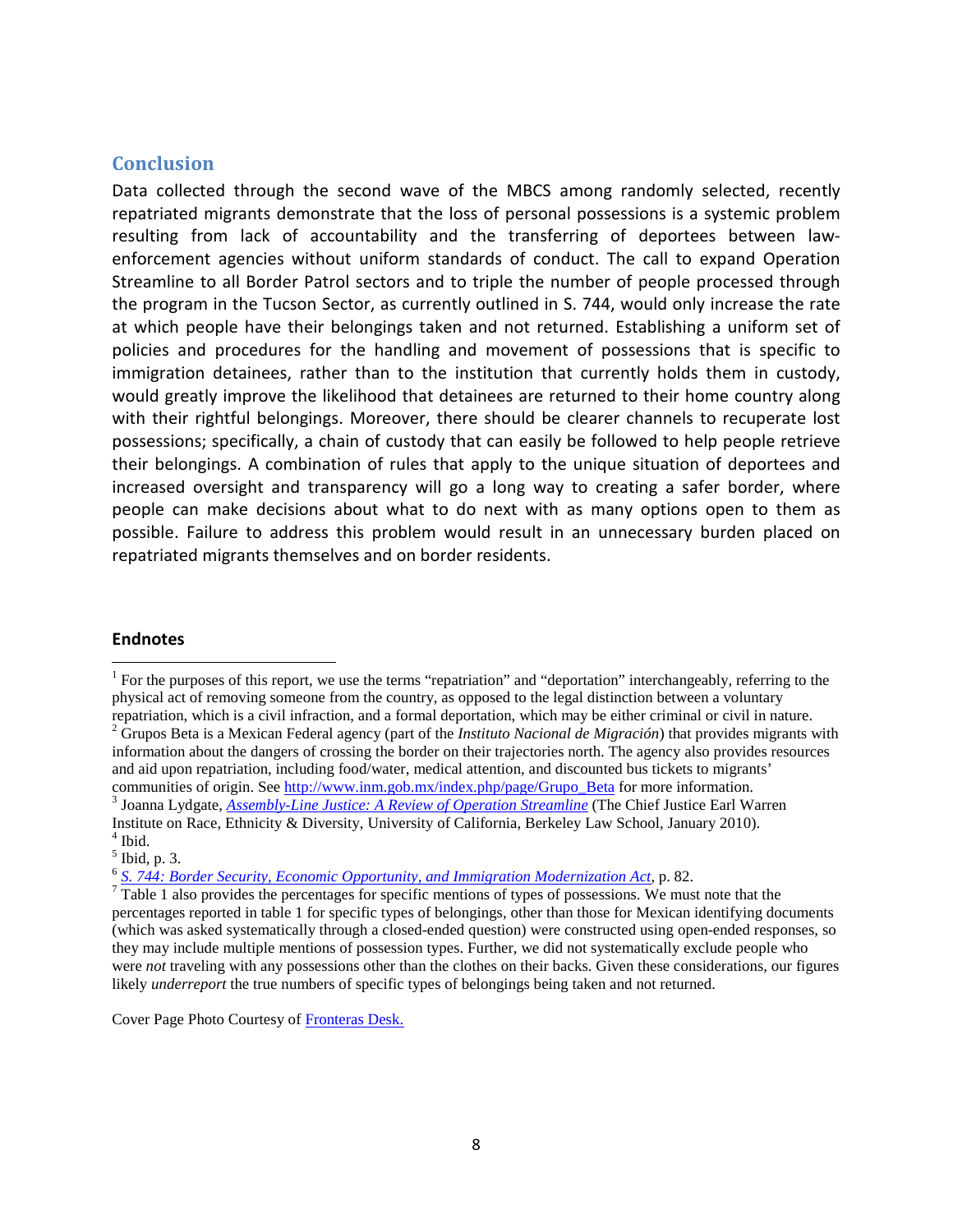## Conclusion

Data collected through the second wave of the MBCS among randomly selected, recently repatriated migrants demonstrate that the loss of personal possessions is a systemic problem resulting from lack of accountability and the transferring of deportees between law-enforcement agencies without uniform standards of conduct. The call to expand Operation Streamline to all Border Patrol sectors and to triple the number of people processed through the program in the Tucson Sector, as currently outlined in S. 744, would only increase the rate at which people have their belongings taken and not returned. Establishing a uniform set of policies and procedures for the handling and movement of possessions that is specific to immigration detainees, rather than to the institution that currently holds them in custody, would greatly improve the likelihood that detainees are returned to their home country along with their rightful belongings. Moreover, there should be clearer channels to recuperate lost possessions; specifically, a chain of custody that can easily be followed to help people retrieve their belongings. A combination of rules that apply to the unique situation of deportees and increased oversight and transparency will go a long way to creating a safer border, where people can make decisions about what to do next with as many options open to them as possible. Failure to address this problem would result in an unnecessary burden placed on repatriated migrants themselves and on border residents.

### Endnotes

[1] For the purposes of this report, we use the terms "repatriation" and "deportation" interchangeably, referring to the physical act of removing someone from the country, as opposed to the legal distinction between a voluntary repatriation, which is a civil infraction, and a formal deportation, which may be either criminal or civil in nature.

[2] Grupos Beta is a Mexican Federal agency (part of the *Instituto Nacional de Migración*) that provides migrants with information about the dangers of crossing the border on their trajectories north. The agency also provides resources and aid upon repatriation, including food/water, medical attention, and discounted bus tickets to migrants' communities of origin. See http://www.inm.gob.mx/index.php/page/Grupo_Beta for more information.

[3] Joanna Lydgate, *Assembly-Line Justice: A Review of Operation Streamline* (The Chief Justice Earl Warren Institute on Race, Ethnicity & Diversity, University of California, Berkeley Law School, January 2010).

[4] Ibid.

[5] Ibid, p. 3.

[6] *S. 744: Border Security, Economic Opportunity, and Immigration Modernization Act*, p. 82.

[7] Table 1 also provides the percentages for specific mentions of types of possessions. We must note that the percentages reported in table 1 for specific types of belongings, other than those for Mexican identifying documents (which was asked systematically through a closed-ended question) were constructed using open-ended responses, so they may include multiple mentions of possession types. Further, we did not systematically exclude people who were *not* traveling with any possessions other than the clothes on their backs. Given these considerations, our figures likely *underreport* the true numbers of specific types of belongings being taken and not returned.

Cover Page Photo Courtesy of Fronteras Desk.